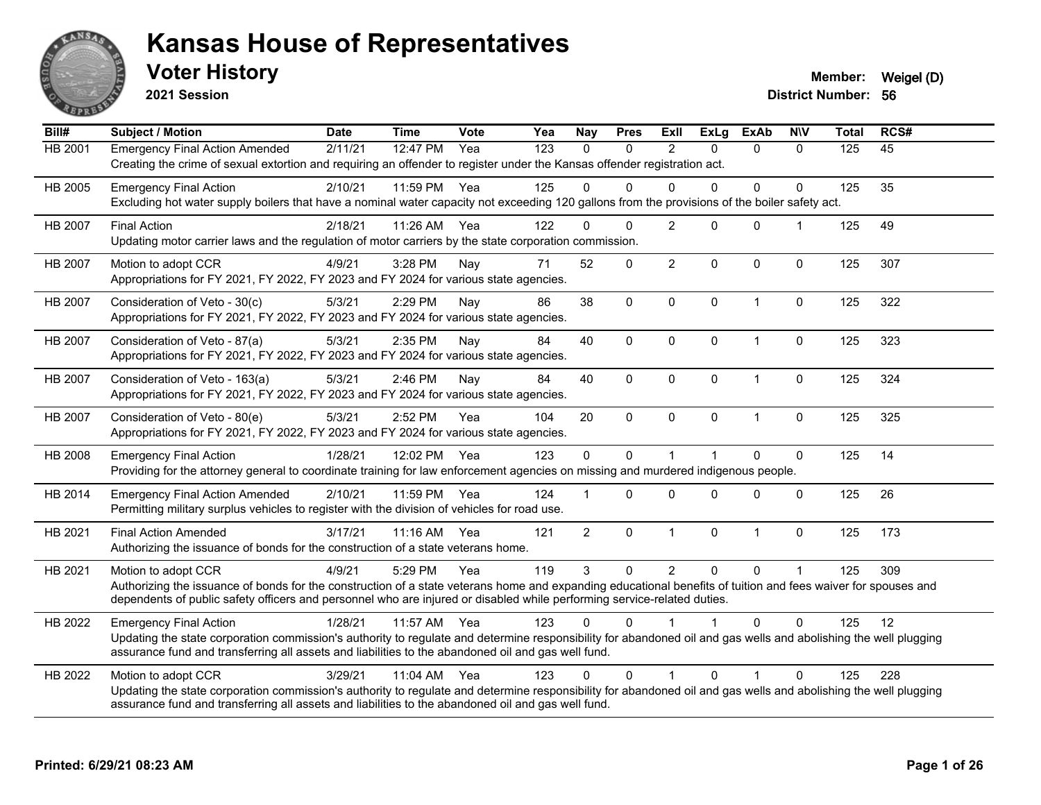# Kansas House of Representatives

## Voter History

**2021 Session**

**Member:** Weigel (D)

**District Number:** 56

| Bill# | Subject / Motion | Date | Time | Vote | Yea | Nay | Pres | ExII | ExLg | ExAb | N\V | Total | RCS# |
|---|---|---|---|---|---|---|---|---|---|---|---|---|---|
| HB 2001 | Emergency Final Action Amended | 2/11/21 | 12:47 PM | Yea | 123 | 0 | 0 | 2 | 0 | 0 | 0 | 125 | 45 |
| | Creating the crime of sexual extortion and requiring an offender to register under the Kansas offender registration act. | | | | | | | | | | | | |
| HB 2005 | Emergency Final Action | 2/10/21 | 11:59 PM | Yea | 125 | 0 | 0 | 0 | 0 | 0 | 0 | 125 | 35 |
| | Excluding hot water supply boilers that have a nominal water capacity not exceeding 120 gallons from the provisions of the boiler safety act. | | | | | | | | | | | | |
| HB 2007 | Final Action | 2/18/21 | 11:26 AM | Yea | 122 | 0 | 0 | 2 | 0 | 0 | 1 | 125 | 49 |
| | Updating motor carrier laws and the regulation of motor carriers by the state corporation commission. | | | | | | | | | | | | |
| HB 2007 | Motion to adopt CCR | 4/9/21 | 3:28 PM | Nay | 71 | 52 | 0 | 2 | 0 | 0 | 0 | 125 | 307 |
| | Appropriations for FY 2021, FY 2022, FY 2023 and FY 2024 for various state agencies. | | | | | | | | | | | | |
| HB 2007 | Consideration of Veto - 30(c) | 5/3/21 | 2:29 PM | Nay | 86 | 38 | 0 | 0 | 0 | 1 | 0 | 125 | 322 |
| | Appropriations for FY 2021, FY 2022, FY 2023 and FY 2024 for various state agencies. | | | | | | | | | | | | |
| HB 2007 | Consideration of Veto - 87(a) | 5/3/21 | 2:35 PM | Nay | 84 | 40 | 0 | 0 | 0 | 1 | 0 | 125 | 323 |
| | Appropriations for FY 2021, FY 2022, FY 2023 and FY 2024 for various state agencies. | | | | | | | | | | | | |
| HB 2007 | Consideration of Veto - 163(a) | 5/3/21 | 2:46 PM | Nay | 84 | 40 | 0 | 0 | 0 | 1 | 0 | 125 | 324 |
| | Appropriations for FY 2021, FY 2022, FY 2023 and FY 2024 for various state agencies. | | | | | | | | | | | | |
| HB 2007 | Consideration of Veto - 80(e) | 5/3/21 | 2:52 PM | Yea | 104 | 20 | 0 | 0 | 0 | 1 | 0 | 125 | 325 |
| | Appropriations for FY 2021, FY 2022, FY 2023 and FY 2024 for various state agencies. | | | | | | | | | | | | |
| HB 2008 | Emergency Final Action | 1/28/21 | 12:02 PM | Yea | 123 | 0 | 0 | 1 | 1 | 0 | 0 | 125 | 14 |
| | Providing for the attorney general to coordinate training for law enforcement agencies on missing and murdered indigenous people. | | | | | | | | | | | | |
| HB 2014 | Emergency Final Action Amended | 2/10/21 | 11:59 PM | Yea | 124 | 1 | 0 | 0 | 0 | 0 | 0 | 125 | 26 |
| | Permitting military surplus vehicles to register with the division of vehicles for road use. | | | | | | | | | | | | |
| HB 2021 | Final Action Amended | 3/17/21 | 11:16 AM | Yea | 121 | 2 | 0 | 1 | 0 | 1 | 0 | 125 | 173 |
| | Authorizing the issuance of bonds for the construction of a state veterans home. | | | | | | | | | | | | |
| HB 2021 | Motion to adopt CCR | 4/9/21 | 5:29 PM | Yea | 119 | 3 | 0 | 2 | 0 | 0 | 1 | 125 | 309 |
| | Authorizing the issuance of bonds for the construction of a state veterans home and expanding educational benefits of tuition and fees waiver for spouses and dependents of public safety officers and personnel who are injured or disabled while performing service-related duties. | | | | | | | | | | | | |
| HB 2022 | Emergency Final Action | 1/28/21 | 11:57 AM | Yea | 123 | 0 | 0 | 1 | 1 | 0 | 0 | 125 | 12 |
| | Updating the state corporation commission's authority to regulate and determine responsibility for abandoned oil and gas wells and abolishing the well plugging assurance fund and transferring all assets and liabilities to the abandoned oil and gas well fund. | | | | | | | | | | | | |
| HB 2022 | Motion to adopt CCR | 3/29/21 | 11:04 AM | Yea | 123 | 0 | 0 | 1 | 0 | 1 | 0 | 125 | 228 |
| | Updating the state corporation commission's authority to regulate and determine responsibility for abandoned oil and gas wells and abolishing the well plugging assurance fund and transferring all assets and liabilities to the abandoned oil and gas well fund. | | | | | | | | | | | | |

**Printed: 6/29/21 08:23 AM**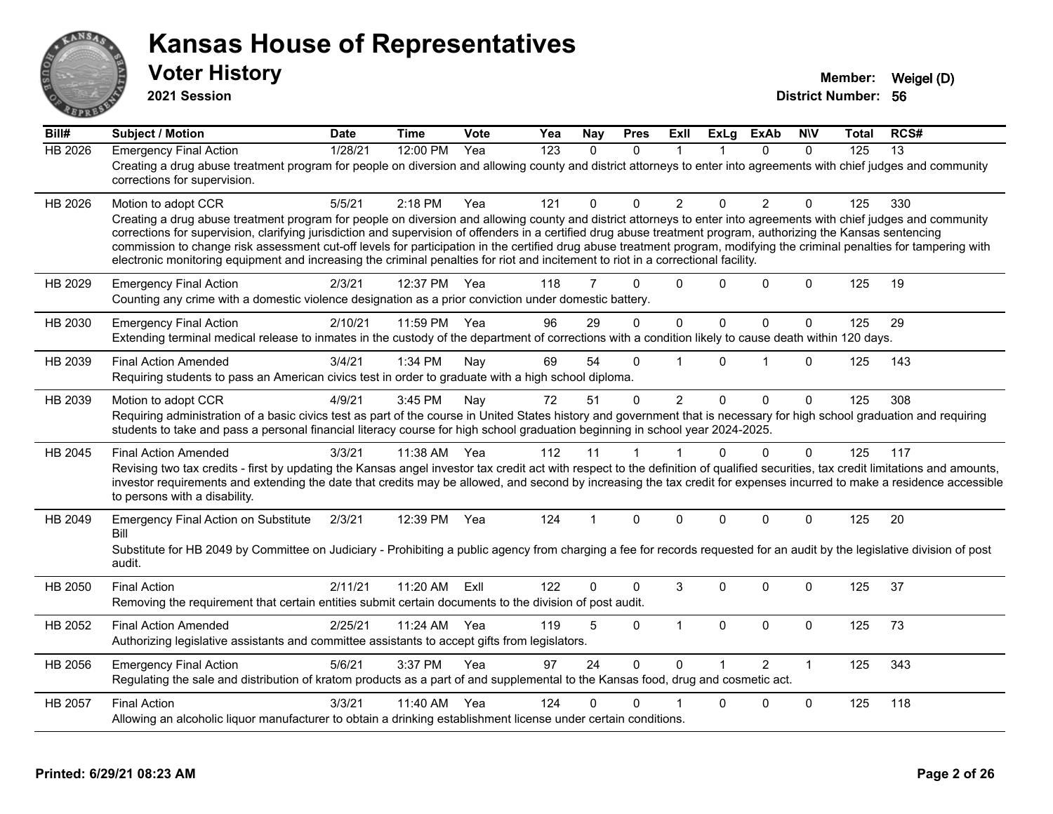# Kansas House of Representatives

## Voter History

**2021 Session**

**Member:** Weigel (D)
**District Number:** 56

| Bill# | Subject / Motion | Date | Time | Vote | Yea | Nay | Pres | ExII | ExLg | ExAb | N\V | Total | RCS# |
|---|---|---|---|---|---|---|---|---|---|---|---|---|---|
| HB 2026 | Emergency Final Action | 1/28/21 | 12:00 PM | Yea | 123 | 0 | 0 | 1 | 1 | 0 | 0 | 125 | 13 |
| | Creating a drug abuse treatment program for people on diversion and allowing county and district attorneys to enter into agreements with chief judges and community corrections for supervision. | | | | | | | | | | | | |
| HB 2026 | Motion to adopt CCR | 5/5/21 | 2:18 PM | Yea | 121 | 0 | 0 | 2 | 0 | 2 | 0 | 125 | 330 |
| | Creating a drug abuse treatment program for people on diversion and allowing county and district attorneys to enter into agreements with chief judges and community corrections for supervision, clarifying jurisdiction and supervision of offenders in a certified drug abuse treatment program, authorizing the Kansas sentencing commission to change risk assessment cut-off levels for participation in the certified drug abuse treatment program, modifying the criminal penalties for tampering with electronic monitoring equipment and increasing the criminal penalties for riot and incitement to riot in a correctional facility. | | | | | | | | | | | | |
| HB 2029 | Emergency Final Action | 2/3/21 | 12:37 PM | Yea | 118 | 7 | 0 | 0 | 0 | 0 | 0 | 125 | 19 |
| | Counting any crime with a domestic violence designation as a prior conviction under domestic battery. | | | | | | | | | | | | |
| HB 2030 | Emergency Final Action | 2/10/21 | 11:59 PM | Yea | 96 | 29 | 0 | 0 | 0 | 0 | 0 | 125 | 29 |
| | Extending terminal medical release to inmates in the custody of the department of corrections with a condition likely to cause death within 120 days. | | | | | | | | | | | | |
| HB 2039 | Final Action Amended | 3/4/21 | 1:34 PM | Nay | 69 | 54 | 0 | 1 | 0 | 1 | 0 | 125 | 143 |
| | Requiring students to pass an American civics test in order to graduate with a high school diploma. | | | | | | | | | | | | |
| HB 2039 | Motion to adopt CCR | 4/9/21 | 3:45 PM | Nay | 72 | 51 | 0 | 2 | 0 | 0 | 0 | 125 | 308 |
| | Requiring administration of a basic civics test as part of the course in United States history and government that is necessary for high school graduation and requiring students to take and pass a personal financial literacy course for high school graduation beginning in school year 2024-2025. | | | | | | | | | | | | |
| HB 2045 | Final Action Amended | 3/3/21 | 11:38 AM | Yea | 112 | 11 | 1 | 1 | 0 | 0 | 0 | 125 | 117 |
| | Revising two tax credits - first by updating the Kansas angel investor tax credit act with respect to the definition of qualified securities, tax credit limitations and amounts, investor requirements and extending the date that credits may be allowed, and second by increasing the tax credit for expenses incurred to make a residence accessible to persons with a disability. | | | | | | | | | | | | |
| HB 2049 | Emergency Final Action on Substitute Bill | 2/3/21 | 12:39 PM | Yea | 124 | 1 | 0 | 0 | 0 | 0 | 0 | 125 | 20 |
| | Substitute for HB 2049 by Committee on Judiciary - Prohibiting a public agency from charging a fee for records requested for an audit by the legislative division of post audit. | | | | | | | | | | | | |
| HB 2050 | Final Action | 2/11/21 | 11:20 AM | ExII | 122 | 0 | 0 | 3 | 0 | 0 | 0 | 125 | 37 |
| | Removing the requirement that certain entities submit certain documents to the division of post audit. | | | | | | | | | | | | |
| HB 2052 | Final Action Amended | 2/25/21 | 11:24 AM | Yea | 119 | 5 | 0 | 1 | 0 | 0 | 0 | 125 | 73 |
| | Authorizing legislative assistants and committee assistants to accept gifts from legislators. | | | | | | | | | | | | |
| HB 2056 | Emergency Final Action | 5/6/21 | 3:37 PM | Yea | 97 | 24 | 0 | 0 | 1 | 2 | 1 | 125 | 343 |
| | Regulating the sale and distribution of kratom products as a part of and supplemental to the Kansas food, drug and cosmetic act. | | | | | | | | | | | | |
| HB 2057 | Final Action | 3/3/21 | 11:40 AM | Yea | 124 | 0 | 0 | 1 | 0 | 0 | 0 | 125 | 118 |
| | Allowing an alcoholic liquor manufacturer to obtain a drinking establishment license under certain conditions. | | | | | | | | | | | | |

**Printed: 6/29/21 08:23 AM**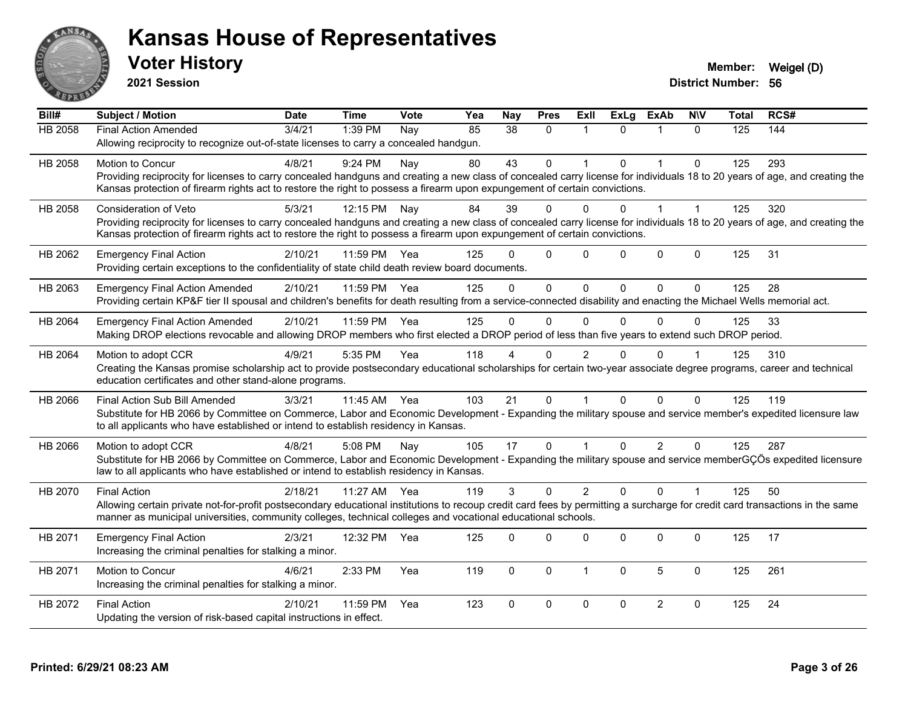# Kansas House of Representatives

## Voter History

**2021 Session**

**Member:** Weigel (D)
**District Number:** 56

| Bill# | Subject / Motion | Date | Time | Vote | Yea | Nay | Pres | ExII | ExLg | ExAb | N\V | Total | RCS# |
|---|---|---|---|---|---|---|---|---|---|---|---|---|---|
| HB 2058 | Final Action Amended | 3/4/21 | 1:39 PM | Nay | 85 | 38 | 0 | 1 | 0 | 1 | 0 | 125 | 144 |
| | Allowing reciprocity to recognize out-of-state licenses to carry a concealed handgun. | | | | | | | | | | | | |
| HB 2058 | Motion to Concur | 4/8/21 | 9:24 PM | Nay | 80 | 43 | 0 | 1 | 0 | 1 | 0 | 125 | 293 |
| | Providing reciprocity for licenses to carry concealed handguns and creating a new class of concealed carry license for individuals 18 to 20 years of age, and creating the Kansas protection of firearm rights act to restore the right to possess a firearm upon expungement of certain convictions. | | | | | | | | | | | | |
| HB 2058 | Consideration of Veto | 5/3/21 | 12:15 PM | Nay | 84 | 39 | 0 | 0 | 0 | 1 | 1 | 125 | 320 |
| | Providing reciprocity for licenses to carry concealed handguns and creating a new class of concealed carry license for individuals 18 to 20 years of age, and creating the Kansas protection of firearm rights act to restore the right to possess a firearm upon expungement of certain convictions. | | | | | | | | | | | | |
| HB 2062 | Emergency Final Action | 2/10/21 | 11:59 PM | Yea | 125 | 0 | 0 | 0 | 0 | 0 | 0 | 125 | 31 |
| | Providing certain exceptions to the confidentiality of state child death review board documents. | | | | | | | | | | | | |
| HB 2063 | Emergency Final Action Amended | 2/10/21 | 11:59 PM | Yea | 125 | 0 | 0 | 0 | 0 | 0 | 0 | 125 | 28 |
| | Providing certain KP&F tier II spousal and children's benefits for death resulting from a service-connected disability and enacting the Michael Wells memorial act. | | | | | | | | | | | | |
| HB 2064 | Emergency Final Action Amended | 2/10/21 | 11:59 PM | Yea | 125 | 0 | 0 | 0 | 0 | 0 | 0 | 125 | 33 |
| | Making DROP elections revocable and allowing DROP members who first elected a DROP period of less than five years to extend such DROP period. | | | | | | | | | | | | |
| HB 2064 | Motion to adopt CCR | 4/9/21 | 5:35 PM | Yea | 118 | 4 | 0 | 2 | 0 | 0 | 1 | 125 | 310 |
| | Creating the Kansas promise scholarship act to provide postsecondary educational scholarships for certain two-year associate degree programs, career and technical education certificates and other stand-alone programs. | | | | | | | | | | | | |
| HB 2066 | Final Action Sub Bill Amended | 3/3/21 | 11:45 AM | Yea | 103 | 21 | 0 | 1 | 0 | 0 | 0 | 125 | 119 |
| | Substitute for HB 2066 by Committee on Commerce, Labor and Economic Development - Expanding the military spouse and service member's expedited licensure law to all applicants who have established or intend to establish residency in Kansas. | | | | | | | | | | | | |
| HB 2066 | Motion to adopt CCR | 4/8/21 | 5:08 PM | Nay | 105 | 17 | 0 | 1 | 0 | 2 | 0 | 125 | 287 |
| | Substitute for HB 2066 by Committee on Commerce, Labor and Economic Development - Expanding the military spouse and service memberGÇÖs expedited licensure law to all applicants who have established or intend to establish residency in Kansas. | | | | | | | | | | | | |
| HB 2070 | Final Action | 2/18/21 | 11:27 AM | Yea | 119 | 3 | 0 | 2 | 0 | 0 | 1 | 125 | 50 |
| | Allowing certain private not-for-profit postsecondary educational institutions to recoup credit card fees by permitting a surcharge for credit card transactions in the same manner as municipal universities, community colleges, technical colleges and vocational educational schools. | | | | | | | | | | | | |
| HB 2071 | Emergency Final Action | 2/3/21 | 12:32 PM | Yea | 125 | 0 | 0 | 0 | 0 | 0 | 0 | 125 | 17 |
| | Increasing the criminal penalties for stalking a minor. | | | | | | | | | | | | |
| HB 2071 | Motion to Concur | 4/6/21 | 2:33 PM | Yea | 119 | 0 | 0 | 1 | 0 | 5 | 0 | 125 | 261 |
| | Increasing the criminal penalties for stalking a minor. | | | | | | | | | | | | |
| HB 2072 | Final Action | 2/10/21 | 11:59 PM | Yea | 123 | 0 | 0 | 0 | 0 | 2 | 0 | 125 | 24 |
| | Updating the version of risk-based capital instructions in effect. | | | | | | | | | | | | |

**Printed: 6/29/21 08:23 AM**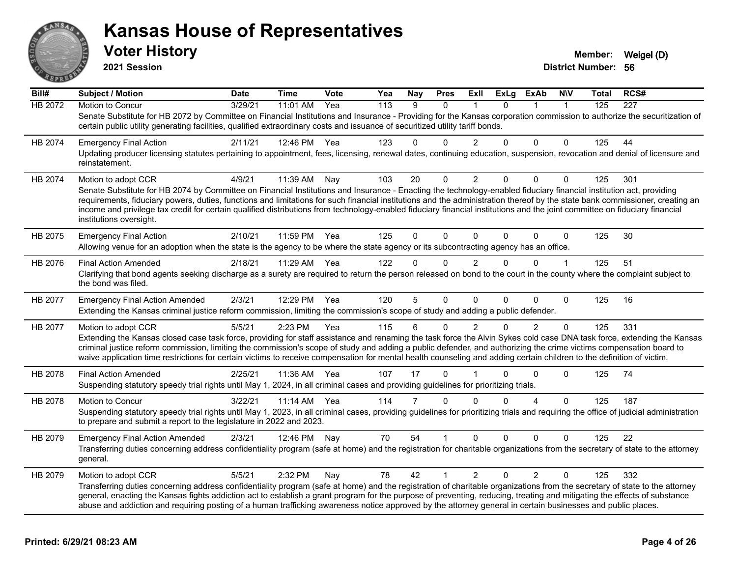# Kansas House of Representatives

## Voter History

**2021 Session**

**Member:** Weigel (D)
**District Number:** 56

| Bill# | Subject / Motion | Date | Time | Vote | Yea | Nay | Pres | ExII | ExLg | ExAb | N\V | Total | RCS# |
|---|---|---|---|---|---|---|---|---|---|---|---|---|---|
| HB 2072 | Motion to Concur | 3/29/21 | 11:01 AM | Yea | 113 | 9 | 0 | 1 | 0 | 1 | 1 | 125 | 227 |
| | Senate Substitute for HB 2072 by Committee on Financial Institutions and Insurance - Providing for the Kansas corporation commission to authorize the securitization of certain public utility generating facilities, qualified extraordinary costs and issuance of securitized utility tariff bonds. | | | | | | | | | | | | |
| HB 2074 | Emergency Final Action | 2/11/21 | 12:46 PM | Yea | 123 | 0 | 0 | 2 | 0 | 0 | 0 | 125 | 44 |
| | Updating producer licensing statutes pertaining to appointment, fees, licensing, renewal dates, continuing education, suspension, revocation and denial of licensure and reinstatement. | | | | | | | | | | | | |
| HB 2074 | Motion to adopt CCR | 4/9/21 | 11:39 AM | Nay | 103 | 20 | 0 | 2 | 0 | 0 | 0 | 125 | 301 |
| | Senate Substitute for HB 2074 by Committee on Financial Institutions and Insurance - Enacting the technology-enabled fiduciary financial institution act, providing requirements, fiduciary powers, duties, functions and limitations for such financial institutions and the administration thereof by the state bank commissioner, creating an income and privilege tax credit for certain qualified distributions from technology-enabled fiduciary financial institutions and the joint committee on fiduciary financial institutions oversight. | | | | | | | | | | | | |
| HB 2075 | Emergency Final Action | 2/10/21 | 11:59 PM | Yea | 125 | 0 | 0 | 0 | 0 | 0 | 0 | 125 | 30 |
| | Allowing venue for an adoption when the state is the agency to be where the state agency or its subcontracting agency has an office. | | | | | | | | | | | | |
| HB 2076 | Final Action Amended | 2/18/21 | 11:29 AM | Yea | 122 | 0 | 0 | 2 | 0 | 0 | 1 | 125 | 51 |
| | Clarifying that bond agents seeking discharge as a surety are required to return the person released on bond to the court in the county where the complaint subject to the bond was filed. | | | | | | | | | | | | |
| HB 2077 | Emergency Final Action Amended | 2/3/21 | 12:29 PM | Yea | 120 | 5 | 0 | 0 | 0 | 0 | 0 | 125 | 16 |
| | Extending the Kansas criminal justice reform commission, limiting the commission's scope of study and adding a public defender. | | | | | | | | | | | | |
| HB 2077 | Motion to adopt CCR | 5/5/21 | 2:23 PM | Yea | 115 | 6 | 0 | 2 | 0 | 2 | 0 | 125 | 331 |
| | Extending the Kansas closed case task force, providing for staff assistance and renaming the task force the Alvin Sykes cold case DNA task force, extending the Kansas criminal justice reform commission, limiting the commission's scope of study and adding a public defender, and authorizing the crime victims compensation board to waive application time restrictions for certain victims to receive compensation for mental health counseling and adding certain children to the definition of victim. | | | | | | | | | | | | |
| HB 2078 | Final Action Amended | 2/25/21 | 11:36 AM | Yea | 107 | 17 | 0 | 1 | 0 | 0 | 0 | 125 | 74 |
| | Suspending statutory speedy trial rights until May 1, 2024, in all criminal cases and providing guidelines for prioritizing trials. | | | | | | | | | | | | |
| HB 2078 | Motion to Concur | 3/22/21 | 11:14 AM | Yea | 114 | 7 | 0 | 0 | 0 | 4 | 0 | 125 | 187 |
| | Suspending statutory speedy trial rights until May 1, 2023, in all criminal cases, providing guidelines for prioritizing trials and requiring the office of judicial administration to prepare and submit a report to the legislature in 2022 and 2023. | | | | | | | | | | | | |
| HB 2079 | Emergency Final Action Amended | 2/3/21 | 12:46 PM | Nay | 70 | 54 | 1 | 0 | 0 | 0 | 0 | 125 | 22 |
| | Transferring duties concerning address confidentiality program (safe at home) and the registration for charitable organizations from the secretary of state to the attorney general. | | | | | | | | | | | | |
| HB 2079 | Motion to adopt CCR | 5/5/21 | 2:32 PM | Nay | 78 | 42 | 1 | 2 | 0 | 2 | 0 | 125 | 332 |
| | Transferring duties concerning address confidentiality program (safe at home) and the registration of charitable organizations from the secretary of state to the attorney general, enacting the Kansas fights addiction act to establish a grant program for the purpose of preventing, reducing, treating and mitigating the effects of substance abuse and addiction and requiring posting of a human trafficking awareness notice approved by the attorney general in certain businesses and public places. | | | | | | | | | | | | |

Printed: 6/29/21 08:23 AM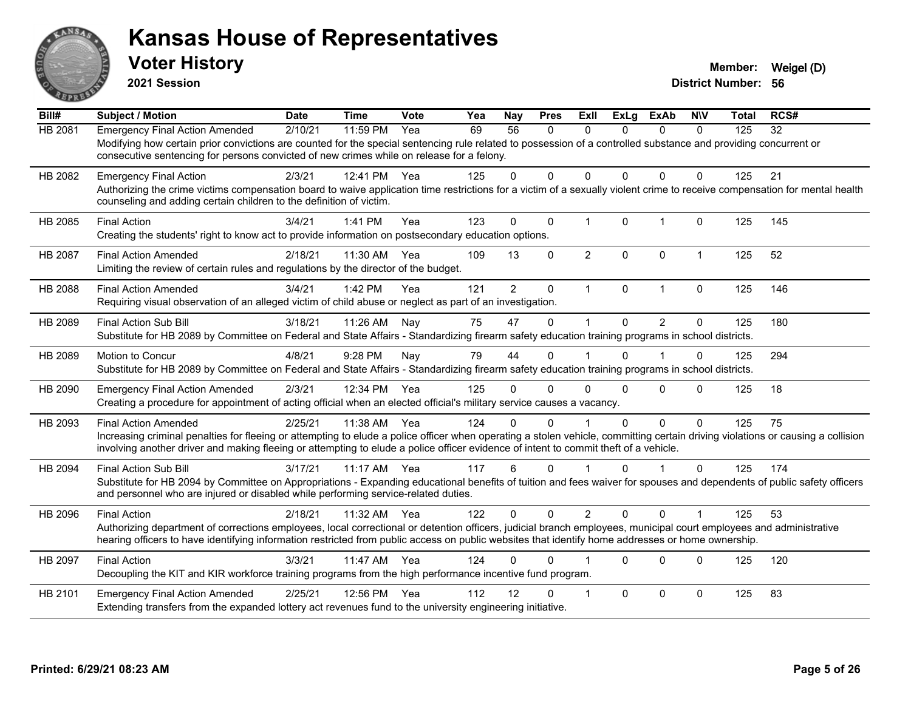# Kansas House of Representatives

## Voter History

**2021 Session**

**Member:** Weigel (D)

**District Number:** 56

| Bill# | Subject / Motion | Date | Time | Vote | Yea | Nay | Pres | ExII | ExLg | ExAb | N\V | Total | RCS# |
|---|---|---|---|---|---|---|---|---|---|---|---|---|---|
| HB 2081 | Emergency Final Action Amended | 2/10/21 | 11:59 PM | Yea | 69 | 56 | 0 | 0 | 0 | 0 | 0 | 125 | 32 |
| | Modifying how certain prior convictions are counted for the special sentencing rule related to possession of a controlled substance and providing concurrent or consecutive sentencing for persons convicted of new crimes while on release for a felony. | | | | | | | | | | | | |
| HB 2082 | Emergency Final Action | 2/3/21 | 12:41 PM | Yea | 125 | 0 | 0 | 0 | 0 | 0 | 0 | 125 | 21 |
| | Authorizing the crime victims compensation board to waive application time restrictions for a victim of a sexually violent crime to receive compensation for mental health counseling and adding certain children to the definition of victim. | | | | | | | | | | | | |
| HB 2085 | Final Action | 3/4/21 | 1:41 PM | Yea | 123 | 0 | 0 | 1 | 0 | 1 | 0 | 125 | 145 |
| | Creating the students' right to know act to provide information on postsecondary education options. | | | | | | | | | | | | |
| HB 2087 | Final Action Amended | 2/18/21 | 11:30 AM | Yea | 109 | 13 | 0 | 2 | 0 | 0 | 1 | 125 | 52 |
| | Limiting the review of certain rules and regulations by the director of the budget. | | | | | | | | | | | | |
| HB 2088 | Final Action Amended | 3/4/21 | 1:42 PM | Yea | 121 | 2 | 0 | 1 | 0 | 1 | 0 | 125 | 146 |
| | Requiring visual observation of an alleged victim of child abuse or neglect as part of an investigation. | | | | | | | | | | | | |
| HB 2089 | Final Action Sub Bill | 3/18/21 | 11:26 AM | Nay | 75 | 47 | 0 | 1 | 0 | 2 | 0 | 125 | 180 |
| | Substitute for HB 2089 by Committee on Federal and State Affairs - Standardizing firearm safety education training programs in school districts. | | | | | | | | | | | | |
| HB 2089 | Motion to Concur | 4/8/21 | 9:28 PM | Nay | 79 | 44 | 0 | 1 | 0 | 1 | 0 | 125 | 294 |
| | Substitute for HB 2089 by Committee on Federal and State Affairs - Standardizing firearm safety education training programs in school districts. | | | | | | | | | | | | |
| HB 2090 | Emergency Final Action Amended | 2/3/21 | 12:34 PM | Yea | 125 | 0 | 0 | 0 | 0 | 0 | 0 | 125 | 18 |
| | Creating a procedure for appointment of acting official when an elected official's military service causes a vacancy. | | | | | | | | | | | | |
| HB 2093 | Final Action Amended | 2/25/21 | 11:38 AM | Yea | 124 | 0 | 0 | 1 | 0 | 0 | 0 | 125 | 75 |
| | Increasing criminal penalties for fleeing or attempting to elude a police officer when operating a stolen vehicle, committing certain driving violations or causing a collision involving another driver and making fleeing or attempting to elude a police officer evidence of intent to commit theft of a vehicle. | | | | | | | | | | | | |
| HB 2094 | Final Action Sub Bill | 3/17/21 | 11:17 AM | Yea | 117 | 6 | 0 | 1 | 0 | 1 | 0 | 125 | 174 |
| | Substitute for HB 2094 by Committee on Appropriations - Expanding educational benefits of tuition and fees waiver for spouses and dependents of public safety officers and personnel who are injured or disabled while performing service-related duties. | | | | | | | | | | | | |
| HB 2096 | Final Action | 2/18/21 | 11:32 AM | Yea | 122 | 0 | 0 | 2 | 0 | 0 | 1 | 125 | 53 |
| | Authorizing department of corrections employees, local correctional or detention officers, judicial branch employees, municipal court employees and administrative hearing officers to have identifying information restricted from public access on public websites that identify home addresses or home ownership. | | | | | | | | | | | | |
| HB 2097 | Final Action | 3/3/21 | 11:47 AM | Yea | 124 | 0 | 0 | 1 | 0 | 0 | 0 | 125 | 120 |
| | Decoupling the KIT and KIR workforce training programs from the high performance incentive fund program. | | | | | | | | | | | | |
| HB 2101 | Emergency Final Action Amended | 2/25/21 | 12:56 PM | Yea | 112 | 12 | 0 | 1 | 0 | 0 | 0 | 125 | 83 |
| | Extending transfers from the expanded lottery act revenues fund to the university engineering initiative. | | | | | | | | | | | | |

**Printed: 6/29/21 08:23 AM**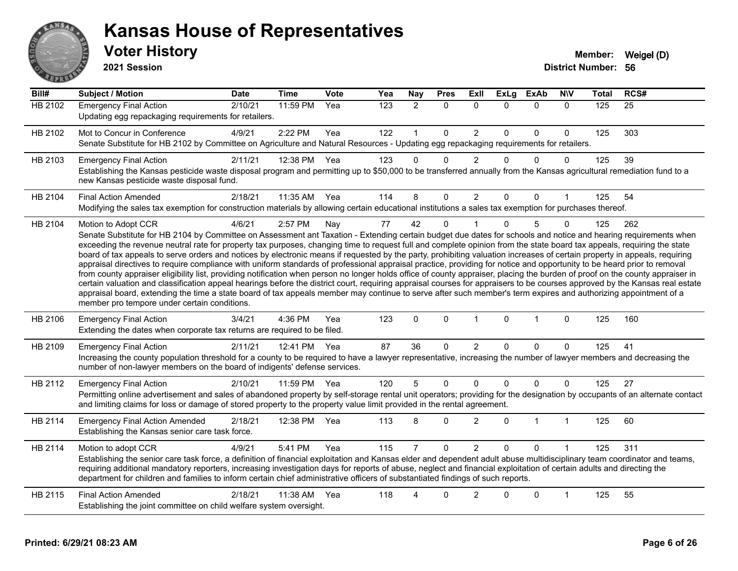# Kansas House of Representatives

## Voter History

**2021 Session**

**Member:** Weigel (D)
**District Number:** 56

| Bill# | Subject / Motion | Date | Time | Vote | Yea | Nay | Pres | ExII | ExLg | ExAb | N\V | Total | RCS# |
|---|---|---|---|---|---|---|---|---|---|---|---|---|---|
| HB 2102 | Emergency Final Action | 2/10/21 | 11:59 PM | Yea | 123 | 2 | 0 | 0 | 0 | 0 | 0 | 125 | 25 |
| | Updating egg repackaging requirements for retailers. | | | | | | | | | | | | |
| HB 2102 | Mot to Concur in Conference | 4/9/21 | 2:22 PM | Yea | 122 | 1 | 0 | 2 | 0 | 0 | 0 | 125 | 303 |
| | Senate Substitute for HB 2102 by Committee on Agriculture and Natural Resources - Updating egg repackaging requirements for retailers. | | | | | | | | | | | | |
| HB 2103 | Emergency Final Action | 2/11/21 | 12:38 PM | Yea | 123 | 0 | 0 | 2 | 0 | 0 | 0 | 125 | 39 |
| | Establishing the Kansas pesticide waste disposal program and permitting up to $50,000 to be transferred annually from the Kansas agricultural remediation fund to a new Kansas pesticide waste disposal fund. | | | | | | | | | | | | |
| HB 2104 | Final Action Amended | 2/18/21 | 11:35 AM | Yea | 114 | 8 | 0 | 2 | 0 | 0 | 1 | 125 | 54 |
| | Modifying the sales tax exemption for construction materials by allowing certain educational institutions a sales tax exemption for purchases thereof. | | | | | | | | | | | | |
| HB 2104 | Motion to Adopt CCR | 4/6/21 | 2:57 PM | Nay | 77 | 42 | 0 | 1 | 0 | 5 | 0 | 125 | 262 |
| | Senate Substitute for HB 2104 by Committee on Assessment ant Taxation - Extending certain budget due dates for schools and notice and hearing requirements when exceeding the revenue neutral rate for property tax purposes, changing time to request full and complete opinion from the state board tax appeals, requiring the state board of tax appeals to serve orders and notices by electronic means if requested by the party, prohibiting valuation increases of certain property in appeals, requiring appraisal directives to require compliance with uniform standards of professional appraisal practice, providing for notice and opportunity to be heard prior to removal from county appraiser eligibility list, providing notification when person no longer holds office of county appraiser, placing the burden of proof on the county appraiser in certain valuation and classification appeal hearings before the district court, requiring appraisal courses for appraisers to be courses approved by the Kansas real estate appraisal board, extending the time a state board of tax appeals member may continue to serve after such member's term expires and authorizing appointment of a member pro tempore under certain conditions. | | | | | | | | | | | | |
| HB 2106 | Emergency Final Action | 3/4/21 | 4:36 PM | Yea | 123 | 0 | 0 | 1 | 0 | 1 | 0 | 125 | 160 |
| | Extending the dates when corporate tax returns are required to be filed. | | | | | | | | | | | | |
| HB 2109 | Emergency Final Action | 2/11/21 | 12:41 PM | Yea | 87 | 36 | 0 | 2 | 0 | 0 | 0 | 125 | 41 |
| | Increasing the county population threshold for a county to be required to have a lawyer representative, increasing the number of lawyer members and decreasing the number of non-lawyer members on the board of indigents' defense services. | | | | | | | | | | | | |
| HB 2112 | Emergency Final Action | 2/10/21 | 11:59 PM | Yea | 120 | 5 | 0 | 0 | 0 | 0 | 0 | 125 | 27 |
| | Permitting online advertisement and sales of abandoned property by self-storage rental unit operators; providing for the designation by occupants of an alternate contact and limiting claims for loss or damage of stored property to the property value limit provided in the rental agreement. | | | | | | | | | | | | |
| HB 2114 | Emergency Final Action Amended | 2/18/21 | 12:38 PM | Yea | 113 | 8 | 0 | 2 | 0 | 1 | 1 | 125 | 60 |
| | Establishing the Kansas senior care task force. | | | | | | | | | | | | |
| HB 2114 | Motion to adopt CCR | 4/9/21 | 5:41 PM | Yea | 115 | 7 | 0 | 2 | 0 | 0 | 1 | 125 | 311 |
| | Establishing the senior care task force, a definition of financial exploitation and Kansas elder and dependent adult abuse multidisciplinary team coordinator and teams, requiring additional mandatory reporters, increasing investigation days for reports of abuse, neglect and financial exploitation of certain adults and directing the department for children and families to inform certain chief administrative officers of substantiated findings of such reports. | | | | | | | | | | | | |
| HB 2115 | Final Action Amended | 2/18/21 | 11:38 AM | Yea | 118 | 4 | 0 | 2 | 0 | 0 | 1 | 125 | 55 |
| | Establishing the joint committee on child welfare system oversight. | | | | | | | | | | | | |

**Printed: 6/29/21 08:23 AM**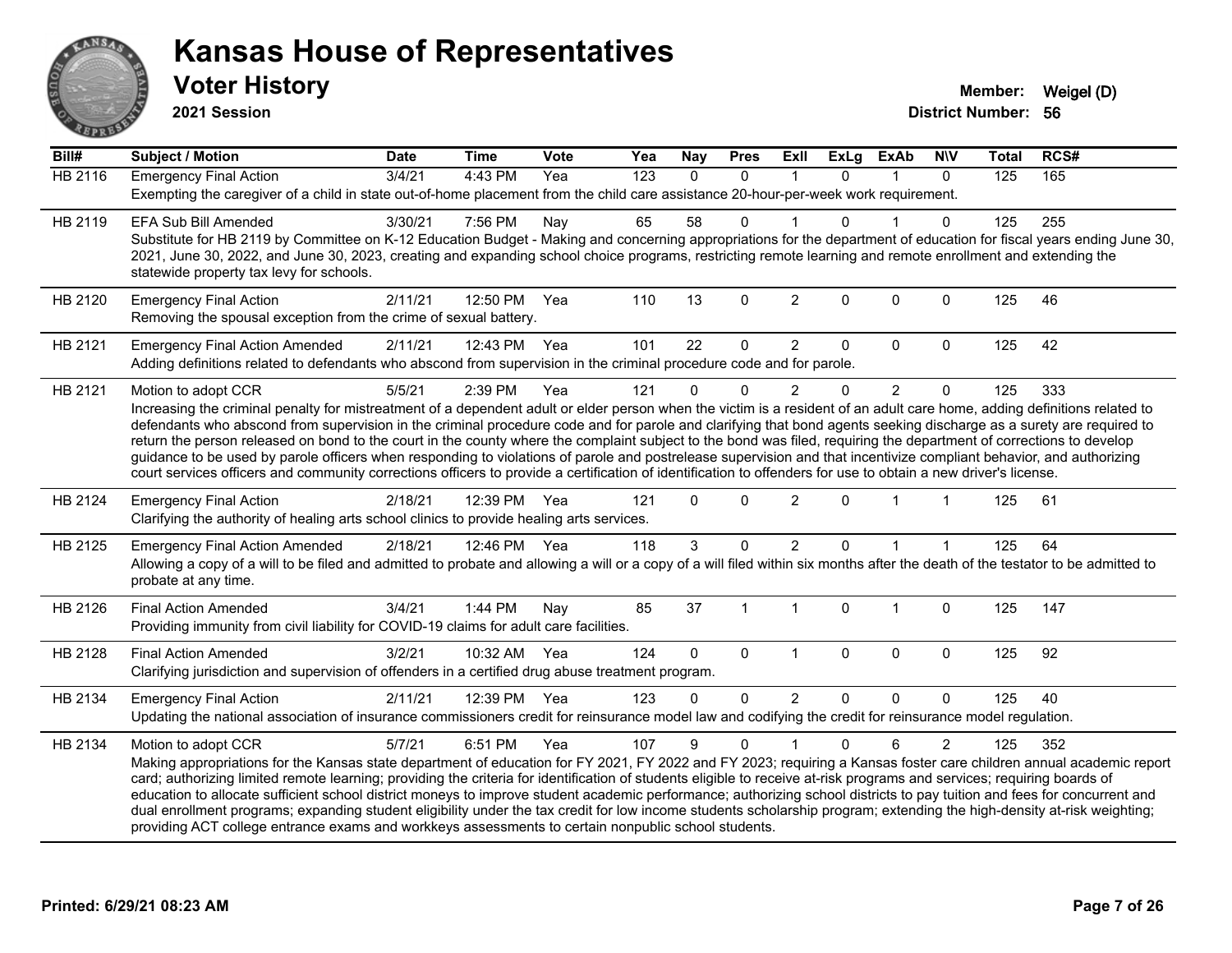# Kansas House of Representatives

## Voter History

**2021 Session**

**Member:** Weigel (D)
**District Number:** 56

| Bill# | Subject / Motion | Date | Time | Vote | Yea | Nay | Pres | ExII | ExLg | ExAb | N\V | Total | RCS# |
|---|---|---|---|---|---|---|---|---|---|---|---|---|---|
| HB 2116 | Emergency Final Action | 3/4/21 | 4:43 PM | Yea | 123 | 0 | 0 | 1 | 0 | 1 | 0 | 125 | 165 |
| | Exempting the caregiver of a child in state out-of-home placement from the child care assistance 20-hour-per-week work requirement. | | | | | | | | | | | | |
| HB 2119 | EFA Sub Bill Amended | 3/30/21 | 7:56 PM | Nay | 65 | 58 | 0 | 1 | 0 | 1 | 0 | 125 | 255 |
| | Substitute for HB 2119 by Committee on K-12 Education Budget - Making and concerning appropriations for the department of education for fiscal years ending June 30, 2021, June 30, 2022, and June 30, 2023, creating and expanding school choice programs, restricting remote learning and remote enrollment and extending the statewide property tax levy for schools. | | | | | | | | | | | | |
| HB 2120 | Emergency Final Action | 2/11/21 | 12:50 PM | Yea | 110 | 13 | 0 | 2 | 0 | 0 | 0 | 125 | 46 |
| | Removing the spousal exception from the crime of sexual battery. | | | | | | | | | | | | |
| HB 2121 | Emergency Final Action Amended | 2/11/21 | 12:43 PM | Yea | 101 | 22 | 0 | 2 | 0 | 0 | 0 | 125 | 42 |
| | Adding definitions related to defendants who abscond from supervision in the criminal procedure code and for parole. | | | | | | | | | | | | |
| HB 2121 | Motion to adopt CCR | 5/5/21 | 2:39 PM | Yea | 121 | 0 | 0 | 2 | 0 | 2 | 0 | 125 | 333 |
| | Increasing the criminal penalty for mistreatment of a dependent adult or elder person when the victim is a resident of an adult care home, adding definitions related to defendants who abscond from supervision in the criminal procedure code and for parole and clarifying that bond agents seeking discharge as a surety are required to return the person released on bond to the court in the county where the complaint subject to the bond was filed, requiring the department of corrections to develop guidance to be used by parole officers when responding to violations of parole and postrelease supervision and that incentivize compliant behavior, and authorizing court services officers and community corrections officers to provide a certification of identification to offenders for use to obtain a new driver's license. | | | | | | | | | | | | |
| HB 2124 | Emergency Final Action | 2/18/21 | 12:39 PM | Yea | 121 | 0 | 0 | 2 | 0 | 1 | 1 | 125 | 61 |
| | Clarifying the authority of healing arts school clinics to provide healing arts services. | | | | | | | | | | | | |
| HB 2125 | Emergency Final Action Amended | 2/18/21 | 12:46 PM | Yea | 118 | 3 | 0 | 2 | 0 | 1 | 1 | 125 | 64 |
| | Allowing a copy of a will to be filed and admitted to probate and allowing a will or a copy of a will filed within six months after the death of the testator to be admitted to probate at any time. | | | | | | | | | | | | |
| HB 2126 | Final Action Amended | 3/4/21 | 1:44 PM | Nay | 85 | 37 | 1 | 1 | 0 | 1 | 0 | 125 | 147 |
| | Providing immunity from civil liability for COVID-19 claims for adult care facilities. | | | | | | | | | | | | |
| HB 2128 | Final Action Amended | 3/2/21 | 10:32 AM | Yea | 124 | 0 | 0 | 1 | 0 | 0 | 0 | 125 | 92 |
| | Clarifying jurisdiction and supervision of offenders in a certified drug abuse treatment program. | | | | | | | | | | | | |
| HB 2134 | Emergency Final Action | 2/11/21 | 12:39 PM | Yea | 123 | 0 | 0 | 2 | 0 | 0 | 0 | 125 | 40 |
| | Updating the national association of insurance commissioners credit for reinsurance model law and codifying the credit for reinsurance model regulation. | | | | | | | | | | | | |
| HB 2134 | Motion to adopt CCR | 5/7/21 | 6:51 PM | Yea | 107 | 9 | 0 | 1 | 0 | 6 | 2 | 125 | 352 |
| | Making appropriations for the Kansas state department of education for FY 2021, FY 2022 and FY 2023; requiring a Kansas foster care children annual academic report card; authorizing limited remote learning; providing the criteria for identification of students eligible to receive at-risk programs and services; requiring boards of education to allocate sufficient school district moneys to improve student academic performance; authorizing school districts to pay tuition and fees for concurrent and dual enrollment programs; expanding student eligibility under the tax credit for low income students scholarship program; extending the high-density at-risk weighting; providing ACT college entrance exams and workkeys assessments to certain nonpublic school students. | | | | | | | | | | | | |

**Printed: 6/29/21 08:23 AM**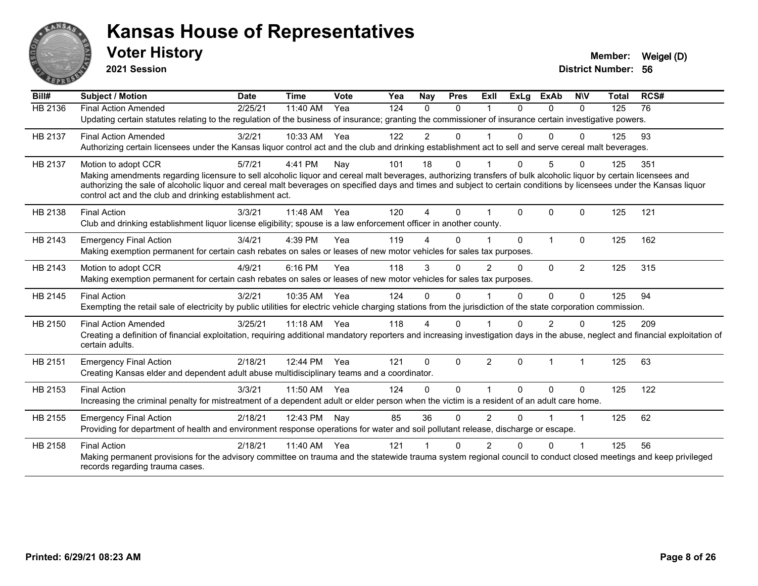# Kansas House of Representatives

## Voter History

**2021 Session**

**Member:** Weigel (D)
**District Number:** 56

| Bill# | Subject / Motion | Date | Time | Vote | Yea | Nay | Pres | ExII | ExLg | ExAb | N\V | Total | RCS# |
|---|---|---|---|---|---|---|---|---|---|---|---|---|---|
| HB 2136 | Final Action Amended | 2/25/21 | 11:40 AM | Yea | 124 | 0 | 0 | 1 | 0 | 0 | 0 | 125 | 76 |
| | Updating certain statutes relating to the regulation of the business of insurance; granting the commissioner of insurance certain investigative powers. | | | | | | | | | | | | |
| HB 2137 | Final Action Amended | 3/2/21 | 10:33 AM | Yea | 122 | 2 | 0 | 1 | 0 | 0 | 0 | 125 | 93 |
| | Authorizing certain licensees under the Kansas liquor control act and the club and drinking establishment act to sell and serve cereal malt beverages. | | | | | | | | | | | | |
| HB 2137 | Motion to adopt CCR | 5/7/21 | 4:41 PM | Nay | 101 | 18 | 0 | 1 | 0 | 5 | 0 | 125 | 351 |
| | Making amendments regarding licensure to sell alcoholic liquor and cereal malt beverages, authorizing transfers of bulk alcoholic liquor by certain licensees and authorizing the sale of alcoholic liquor and cereal malt beverages on specified days and times and subject to certain conditions by licensees under the Kansas liquor control act and the club and drinking establishment act. | | | | | | | | | | | | |
| HB 2138 | Final Action | 3/3/21 | 11:48 AM | Yea | 120 | 4 | 0 | 1 | 0 | 0 | 0 | 125 | 121 |
| | Club and drinking establishment liquor license eligibility; spouse is a law enforcement officer in another county. | | | | | | | | | | | | |
| HB 2143 | Emergency Final Action | 3/4/21 | 4:39 PM | Yea | 119 | 4 | 0 | 1 | 0 | 1 | 0 | 125 | 162 |
| | Making exemption permanent for certain cash rebates on sales or leases of new motor vehicles for sales tax purposes. | | | | | | | | | | | | |
| HB 2143 | Motion to adopt CCR | 4/9/21 | 6:16 PM | Yea | 118 | 3 | 0 | 2 | 0 | 0 | 2 | 125 | 315 |
| | Making exemption permanent for certain cash rebates on sales or leases of new motor vehicles for sales tax purposes. | | | | | | | | | | | | |
| HB 2145 | Final Action | 3/2/21 | 10:35 AM | Yea | 124 | 0 | 0 | 1 | 0 | 0 | 0 | 125 | 94 |
| | Exempting the retail sale of electricity by public utilities for electric vehicle charging stations from the jurisdiction of the state corporation commission. | | | | | | | | | | | | |
| HB 2150 | Final Action Amended | 3/25/21 | 11:18 AM | Yea | 118 | 4 | 0 | 1 | 0 | 2 | 0 | 125 | 209 |
| | Creating a definition of financial exploitation, requiring additional mandatory reporters and increasing investigation days in the abuse, neglect and financial exploitation of certain adults. | | | | | | | | | | | | |
| HB 2151 | Emergency Final Action | 2/18/21 | 12:44 PM | Yea | 121 | 0 | 0 | 2 | 0 | 1 | 1 | 125 | 63 |
| | Creating Kansas elder and dependent adult abuse multidisciplinary teams and a coordinator. | | | | | | | | | | | | |
| HB 2153 | Final Action | 3/3/21 | 11:50 AM | Yea | 124 | 0 | 0 | 1 | 0 | 0 | 0 | 125 | 122 |
| | Increasing the criminal penalty for mistreatment of a dependent adult or elder person when the victim is a resident of an adult care home. | | | | | | | | | | | | |
| HB 2155 | Emergency Final Action | 2/18/21 | 12:43 PM | Nay | 85 | 36 | 0 | 2 | 0 | 1 | 1 | 125 | 62 |
| | Providing for department of health and environment response operations for water and soil pollutant release, discharge or escape. | | | | | | | | | | | | |
| HB 2158 | Final Action | 2/18/21 | 11:40 AM | Yea | 121 | 1 | 0 | 2 | 0 | 0 | 1 | 125 | 56 |
| | Making permanent provisions for the advisory committee on trauma and the statewide trauma system regional council to conduct closed meetings and keep privileged records regarding trauma cases. | | | | | | | | | | | | |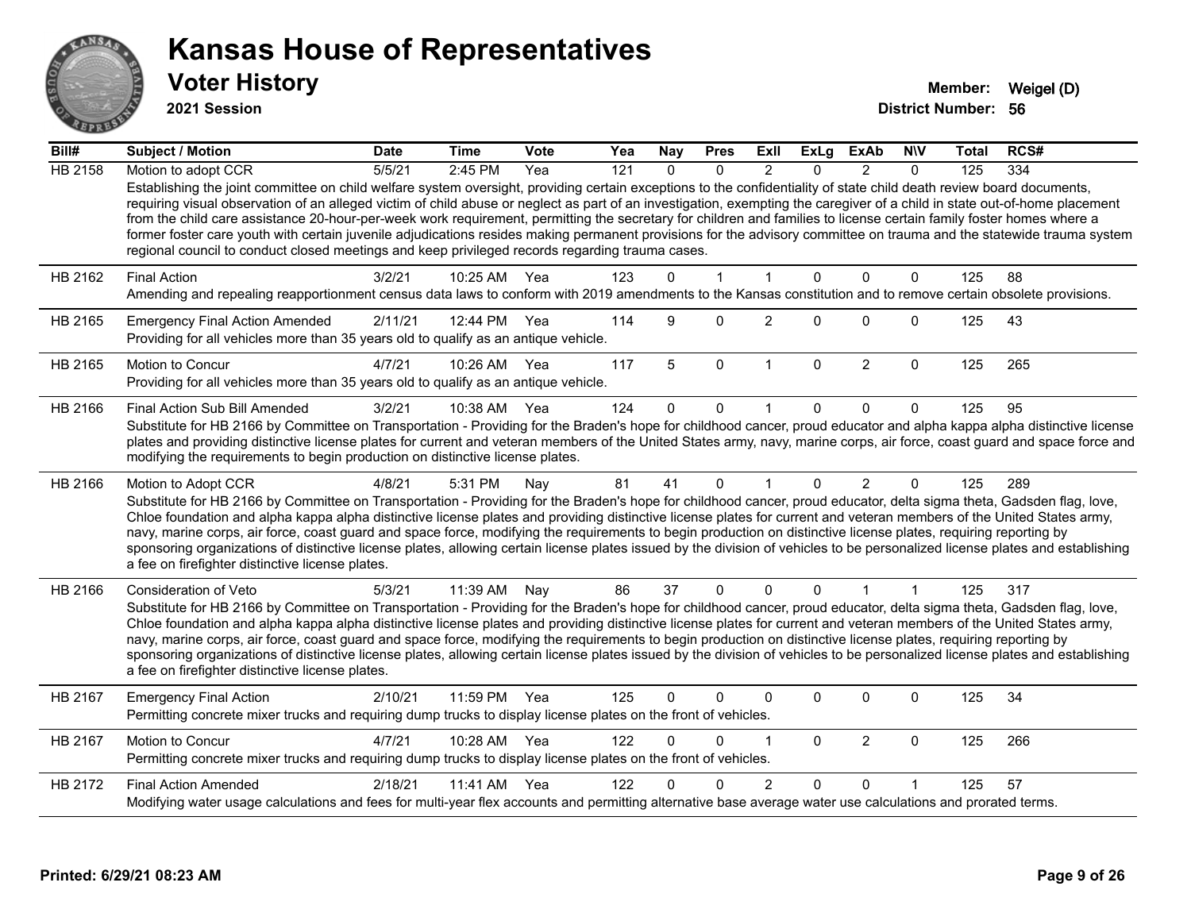# Kansas House of Representatives

## Voter History

**2021 Session**

**Member:** Weigel (D)

**District Number:** 56

| Bill# | Subject / Motion | Date | Time | Vote | Yea | Nay | Pres | ExII | ExLg | ExAb | N\V | Total | RCS# |
|---|---|---|---|---|---|---|---|---|---|---|---|---|---|
| HB 2158 | Motion to adopt CCR | 5/5/21 | 2:45 PM | Yea | 121 | 0 | 0 | 2 | 0 | 2 | 0 | 125 | 334 |
| | Establishing the joint committee on child welfare system oversight, providing certain exceptions to the confidentiality of state child death review board documents, requiring visual observation of an alleged victim of child abuse or neglect as part of an investigation, exempting the caregiver of a child in state out-of-home placement from the child care assistance 20-hour-per-week work requirement, permitting the secretary for children and families to license certain family foster homes where a former foster care youth with certain juvenile adjudications resides making permanent provisions for the advisory committee on trauma and the statewide trauma system regional council to conduct closed meetings and keep privileged records regarding trauma cases. | | | | | | | | | | | | |
| HB 2162 | Final Action | 3/2/21 | 10:25 AM | Yea | 123 | 0 | 1 | 1 | 0 | 0 | 0 | 125 | 88 |
| | Amending and repealing reapportionment census data laws to conform with 2019 amendments to the Kansas constitution and to remove certain obsolete provisions. | | | | | | | | | | | | |
| HB 2165 | Emergency Final Action Amended | 2/11/21 | 12:44 PM | Yea | 114 | 9 | 0 | 2 | 0 | 0 | 0 | 125 | 43 |
| | Providing for all vehicles more than 35 years old to qualify as an antique vehicle. | | | | | | | | | | | | |
| HB 2165 | Motion to Concur | 4/7/21 | 10:26 AM | Yea | 117 | 5 | 0 | 1 | 0 | 2 | 0 | 125 | 265 |
| | Providing for all vehicles more than 35 years old to qualify as an antique vehicle. | | | | | | | | | | | | |
| HB 2166 | Final Action Sub Bill Amended | 3/2/21 | 10:38 AM | Yea | 124 | 0 | 0 | 1 | 0 | 0 | 0 | 125 | 95 |
| | Substitute for HB 2166 by Committee on Transportation - Providing for the Braden's hope for childhood cancer, proud educator and alpha kappa alpha distinctive license plates and providing distinctive license plates for current and veteran members of the United States army, navy, marine corps, air force, coast guard and space force and modifying the requirements to begin production on distinctive license plates. | | | | | | | | | | | | |
| HB 2166 | Motion to Adopt CCR | 4/8/21 | 5:31 PM | Nay | 81 | 41 | 0 | 1 | 0 | 2 | 0 | 125 | 289 |
| | Substitute for HB 2166 by Committee on Transportation - Providing for the Braden's hope for childhood cancer, proud educator, delta sigma theta, Gadsden flag, love, Chloe foundation and alpha kappa alpha distinctive license plates and providing distinctive license plates for current and veteran members of the United States army, navy, marine corps, air force, coast guard and space force, modifying the requirements to begin production on distinctive license plates, requiring reporting by sponsoring organizations of distinctive license plates, allowing certain license plates issued by the division of vehicles to be personalized license plates and establishing a fee on firefighter distinctive license plates. | | | | | | | | | | | | |
| HB 2166 | Consideration of Veto | 5/3/21 | 11:39 AM | Nay | 86 | 37 | 0 | 0 | 0 | 1 | 1 | 125 | 317 |
| | Substitute for HB 2166 by Committee on Transportation - Providing for the Braden's hope for childhood cancer, proud educator, delta sigma theta, Gadsden flag, love, Chloe foundation and alpha kappa alpha distinctive license plates and providing distinctive license plates for current and veteran members of the United States army, navy, marine corps, air force, coast guard and space force, modifying the requirements to begin production on distinctive license plates, requiring reporting by sponsoring organizations of distinctive license plates, allowing certain license plates issued by the division of vehicles to be personalized license plates and establishing a fee on firefighter distinctive license plates. | | | | | | | | | | | | |
| HB 2167 | Emergency Final Action | 2/10/21 | 11:59 PM | Yea | 125 | 0 | 0 | 0 | 0 | 0 | 0 | 125 | 34 |
| | Permitting concrete mixer trucks and requiring dump trucks to display license plates on the front of vehicles. | | | | | | | | | | | | |
| HB 2167 | Motion to Concur | 4/7/21 | 10:28 AM | Yea | 122 | 0 | 0 | 1 | 0 | 2 | 0 | 125 | 266 |
| | Permitting concrete mixer trucks and requiring dump trucks to display license plates on the front of vehicles. | | | | | | | | | | | | |
| HB 2172 | Final Action Amended | 2/18/21 | 11:41 AM | Yea | 122 | 0 | 0 | 2 | 0 | 0 | 1 | 125 | 57 |
| | Modifying water usage calculations and fees for multi-year flex accounts and permitting alternative base average water use calculations and prorated terms. | | | | | | | | | | | | |

Printed: 6/29/21 08:23 AM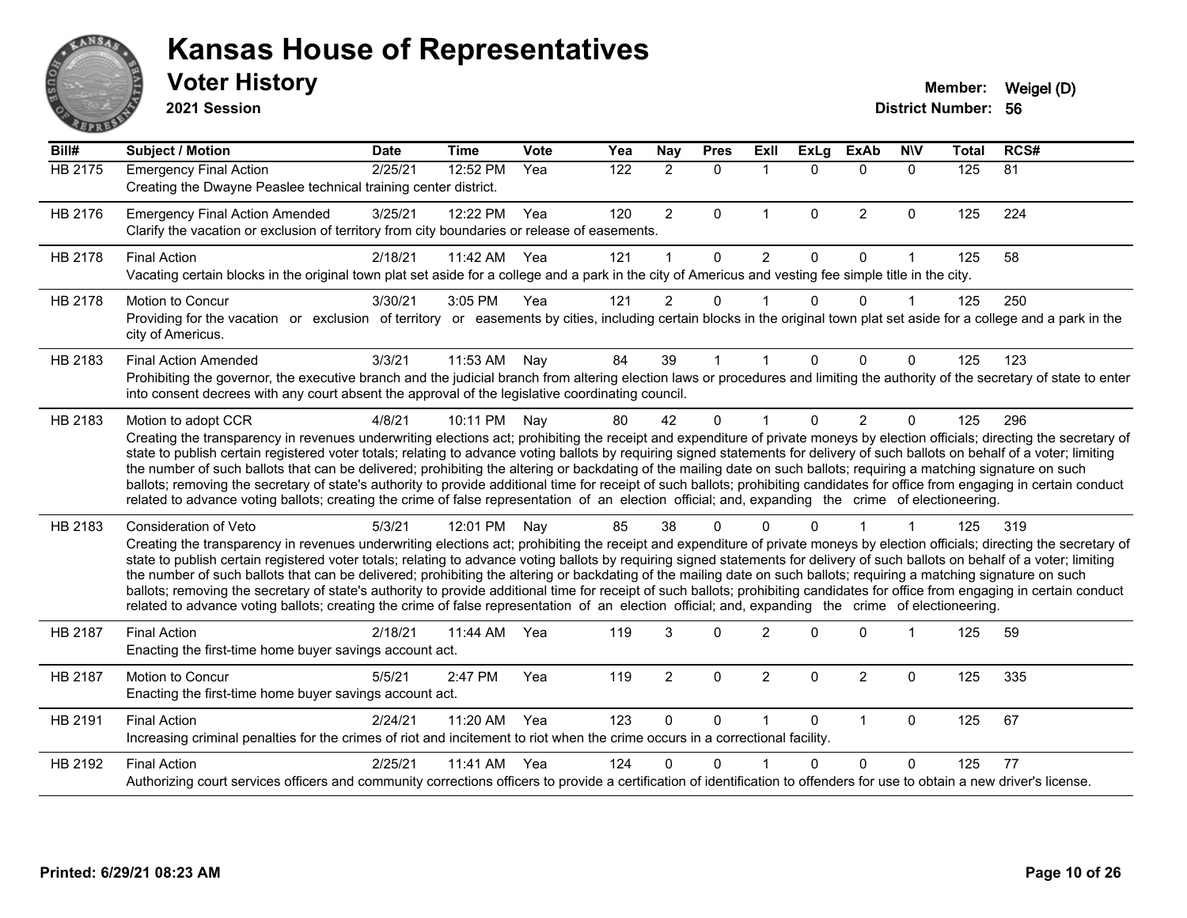# Kansas House of Representatives

## Voter History

**2021 Session**

**Member:** Weigel (D)
**District Number:** 56

| Bill# | Subject / Motion | Date | Time | Vote | Yea | Nay | Pres | ExII | ExLg | ExAb | N\V | Total | RCS# |
|---|---|---|---|---|---|---|---|---|---|---|---|---|---|
| HB 2175 | Emergency Final Action | 2/25/21 | 12:52 PM | Yea | 122 | 2 | 0 | 1 | 0 | 0 | 0 | 125 | 81 |
| | Creating the Dwayne Peaslee technical training center district. | | | | | | | | | | | | |
| HB 2176 | Emergency Final Action Amended | 3/25/21 | 12:22 PM | Yea | 120 | 2 | 0 | 1 | 0 | 2 | 0 | 125 | 224 |
| | Clarify the vacation or exclusion of territory from city boundaries or release of easements. | | | | | | | | | | | | |
| HB 2178 | Final Action | 2/18/21 | 11:42 AM | Yea | 121 | 1 | 0 | 2 | 0 | 0 | 1 | 125 | 58 |
| | Vacating certain blocks in the original town plat set aside for a college and a park in the city of Americus and vesting fee simple title in the city. | | | | | | | | | | | | |
| HB 2178 | Motion to Concur | 3/30/21 | 3:05 PM | Yea | 121 | 2 | 0 | 1 | 0 | 0 | 1 | 125 | 250 |
| | Providing for the vacation or exclusion of territory or easements by cities, including certain blocks in the original town plat set aside for a college and a park in the city of Americus. | | | | | | | | | | | | |
| HB 2183 | Final Action Amended | 3/3/21 | 11:53 AM | Nay | 84 | 39 | 1 | 1 | 0 | 0 | 0 | 125 | 123 |
| | Prohibiting the governor, the executive branch and the judicial branch from altering election laws or procedures and limiting the authority of the secretary of state to enter into consent decrees with any court absent the approval of the legislative coordinating council. | | | | | | | | | | | | |
| HB 2183 | Motion to adopt CCR | 4/8/21 | 10:11 PM | Nay | 80 | 42 | 0 | 1 | 0 | 2 | 0 | 125 | 296 |
| | Creating the transparency in revenues underwriting elections act; prohibiting the receipt and expenditure of private moneys by election officials; directing the secretary of state to publish certain registered voter totals; relating to advance voting ballots by requiring signed statements for delivery of such ballots on behalf of a voter; limiting the number of such ballots that can be delivered; prohibiting the altering or backdating of the mailing date on such ballots; requiring a matching signature on such ballots; removing the secretary of state's authority to provide additional time for receipt of such ballots; prohibiting candidates for office from engaging in certain conduct related to advance voting ballots; creating the crime of false representation of an election official; and, expanding the crime of electioneering. | | | | | | | | | | | | |
| HB 2183 | Consideration of Veto | 5/3/21 | 12:01 PM | Nay | 85 | 38 | 0 | 0 | 0 | 1 | 1 | 125 | 319 |
| | Creating the transparency in revenues underwriting elections act; prohibiting the receipt and expenditure of private moneys by election officials; directing the secretary of state to publish certain registered voter totals; relating to advance voting ballots by requiring signed statements for delivery of such ballots on behalf of a voter; limiting the number of such ballots that can be delivered; prohibiting the altering or backdating of the mailing date on such ballots; requiring a matching signature on such ballots; removing the secretary of state's authority to provide additional time for receipt of such ballots; prohibiting candidates for office from engaging in certain conduct related to advance voting ballots; creating the crime of false representation of an election official; and, expanding the crime of electioneering. | | | | | | | | | | | | |
| HB 2187 | Final Action | 2/18/21 | 11:44 AM | Yea | 119 | 3 | 0 | 2 | 0 | 0 | 1 | 125 | 59 |
| | Enacting the first-time home buyer savings account act. | | | | | | | | | | | | |
| HB 2187 | Motion to Concur | 5/5/21 | 2:47 PM | Yea | 119 | 2 | 0 | 2 | 0 | 2 | 0 | 125 | 335 |
| | Enacting the first-time home buyer savings account act. | | | | | | | | | | | | |
| HB 2191 | Final Action | 2/24/21 | 11:20 AM | Yea | 123 | 0 | 0 | 1 | 0 | 1 | 0 | 125 | 67 |
| | Increasing criminal penalties for the crimes of riot and incitement to riot when the crime occurs in a correctional facility. | | | | | | | | | | | | |
| HB 2192 | Final Action | 2/25/21 | 11:41 AM | Yea | 124 | 0 | 0 | 1 | 0 | 0 | 0 | 125 | 77 |
| | Authorizing court services officers and community corrections officers to provide a certification of identification to offenders for use to obtain a new driver's license. | | | | | | | | | | | | |

**Printed: 6/29/21 08:23 AM**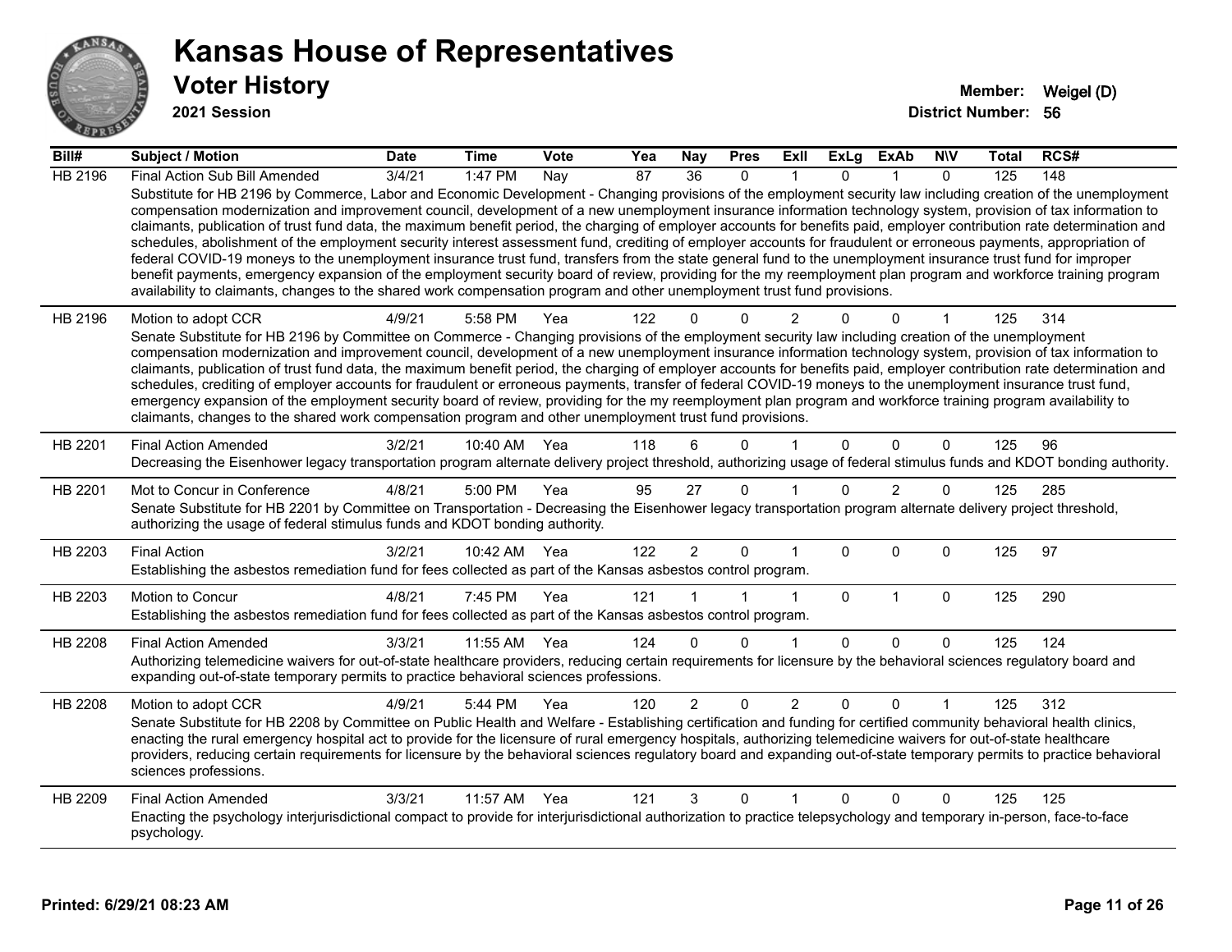# Kansas House of Representatives

## Voter History

**2021 Session**

**Member:** Weigel (D)
**District Number:** 56

| Bill# | Subject / Motion | Date | Time | Vote | Yea | Nay | Pres | ExII | ExLg | ExAb | N\V | Total | RCS# |
|---|---|---|---|---|---|---|---|---|---|---|---|---|---|
| HB 2196 | Final Action Sub Bill Amended | 3/4/21 | 1:47 PM | Nay | 87 | 36 | 0 | 1 | 0 | 1 | 0 | 125 | 148 |
| | Substitute for HB 2196 by Commerce, Labor and Economic Development - Changing provisions of the employment security law including creation of the unemployment compensation modernization and improvement council, development of a new unemployment insurance information technology system, provision of tax information to claimants, publication of trust fund data, the maximum benefit period, the charging of employer accounts for benefits paid, employer contribution rate determination and schedules, abolishment of the employment security interest assessment fund, crediting of employer accounts for fraudulent or erroneous payments, appropriation of federal COVID-19 moneys to the unemployment insurance trust fund, transfers from the state general fund to the unemployment insurance trust fund for improper benefit payments, emergency expansion of the employment security board of review, providing for the my reemployment plan program and workforce training program availability to claimants, changes to the shared work compensation program and other unemployment trust fund provisions. | | | | | | | | | | | | |
| HB 2196 | Motion to adopt CCR | 4/9/21 | 5:58 PM | Yea | 122 | 0 | 0 | 2 | 0 | 0 | 1 | 125 | 314 |
| | Senate Substitute for HB 2196 by Committee on Commerce - Changing provisions of the employment security law including creation of the unemployment compensation modernization and improvement council, development of a new unemployment insurance information technology system, provision of tax information to claimants, publication of trust fund data, the maximum benefit period, the charging of employer accounts for benefits paid, employer contribution rate determination and schedules, crediting of employer accounts for fraudulent or erroneous payments, transfer of federal COVID-19 moneys to the unemployment insurance trust fund, emergency expansion of the employment security board of review, providing for the my reemployment plan program and workforce training program availability to claimants, changes to the shared work compensation program and other unemployment trust fund provisions. | | | | | | | | | | | | |
| HB 2201 | Final Action Amended | 3/2/21 | 10:40 AM | Yea | 118 | 6 | 0 | 1 | 0 | 0 | 0 | 125 | 96 |
| | Decreasing the Eisenhower legacy transportation program alternate delivery project threshold, authorizing usage of federal stimulus funds and KDOT bonding authority. | | | | | | | | | | | | |
| HB 2201 | Mot to Concur in Conference | 4/8/21 | 5:00 PM | Yea | 95 | 27 | 0 | 1 | 0 | 2 | 0 | 125 | 285 |
| | Senate Substitute for HB 2201 by Committee on Transportation - Decreasing the Eisenhower legacy transportation program alternate delivery project threshold, authorizing the usage of federal stimulus funds and KDOT bonding authority. | | | | | | | | | | | | |
| HB 2203 | Final Action | 3/2/21 | 10:42 AM | Yea | 122 | 2 | 0 | 1 | 0 | 0 | 0 | 125 | 97 |
| | Establishing the asbestos remediation fund for fees collected as part of the Kansas asbestos control program. | | | | | | | | | | | | |
| HB 2203 | Motion to Concur | 4/8/21 | 7:45 PM | Yea | 121 | 1 | 1 | 1 | 0 | 1 | 0 | 125 | 290 |
| | Establishing the asbestos remediation fund for fees collected as part of the Kansas asbestos control program. | | | | | | | | | | | | |
| HB 2208 | Final Action Amended | 3/3/21 | 11:55 AM | Yea | 124 | 0 | 0 | 1 | 0 | 0 | 0 | 125 | 124 |
| | Authorizing telemedicine waivers for out-of-state healthcare providers, reducing certain requirements for licensure by the behavioral sciences regulatory board and expanding out-of-state temporary permits to practice behavioral sciences professions. | | | | | | | | | | | | |
| HB 2208 | Motion to adopt CCR | 4/9/21 | 5:44 PM | Yea | 120 | 2 | 0 | 2 | 0 | 0 | 1 | 125 | 312 |
| | Senate Substitute for HB 2208 by Committee on Public Health and Welfare - Establishing certification and funding for certified community behavioral health clinics, enacting the rural emergency hospital act to provide for the licensure of rural emergency hospitals, authorizing telemedicine waivers for out-of-state healthcare providers, reducing certain requirements for licensure by the behavioral sciences regulatory board and expanding out-of-state temporary permits to practice behavioral sciences professions. | | | | | | | | | | | | |
| HB 2209 | Final Action Amended | 3/3/21 | 11:57 AM | Yea | 121 | 3 | 0 | 1 | 0 | 0 | 0 | 125 | 125 |
| | Enacting the psychology interjurisdictional compact to provide for interjurisdictional authorization to practice telepsychology and temporary in-person, face-to-face psychology. | | | | | | | | | | | | |

**Printed: 6/29/21 08:23 AM**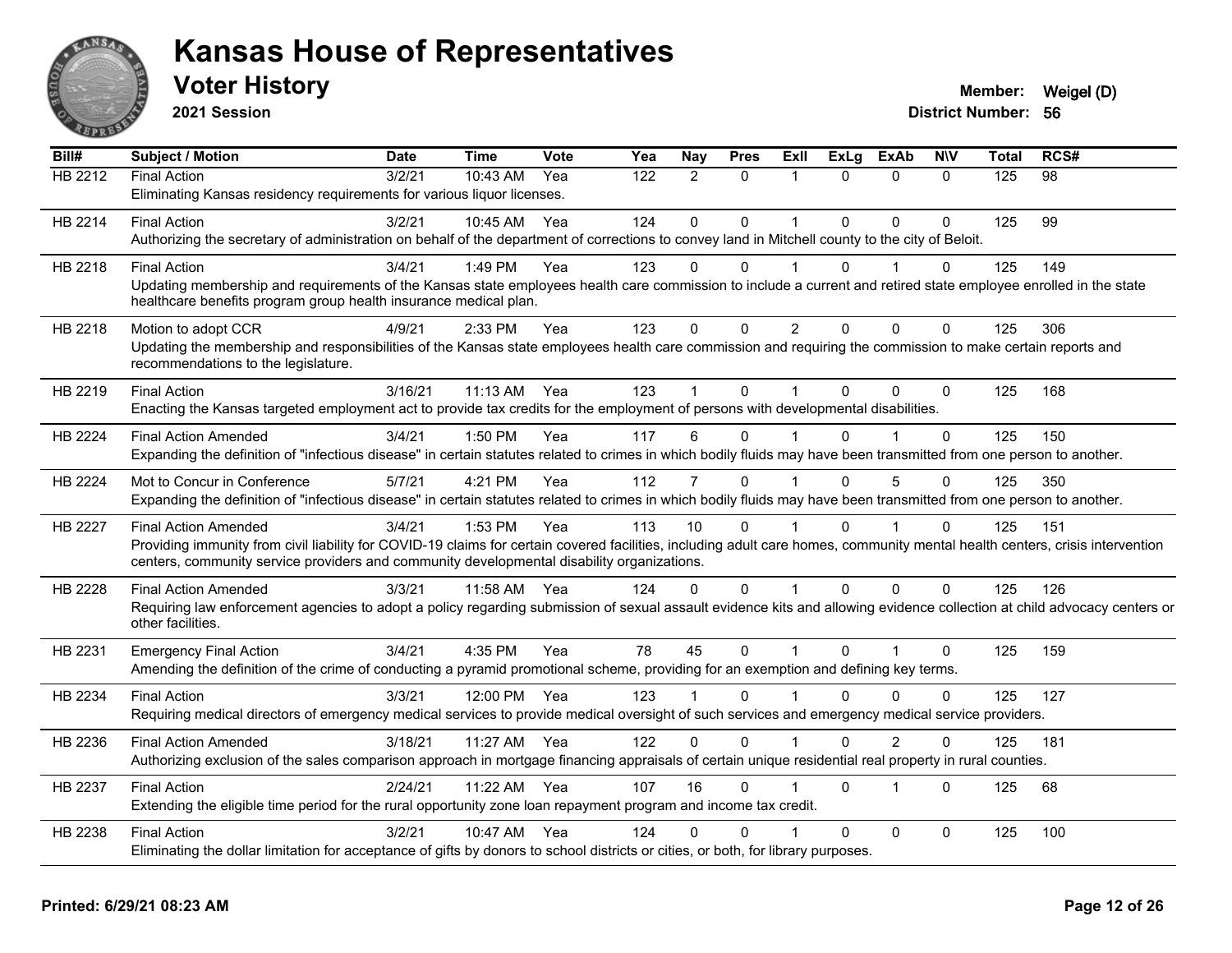# Kansas House of Representatives

## Voter History

**2021 Session**

**Member:** Weigel (D)
**District Number:** 56

| Bill# | Subject / Motion | Date | Time | Vote | Yea | Nay | Pres | ExII | ExLg | ExAb | N\V | Total | RCS# |
|---|---|---|---|---|---|---|---|---|---|---|---|---|---|
| HB 2212 | Final Action | 3/2/21 | 10:43 AM | Yea | 122 | 2 | 0 | 1 | 0 | 0 | 0 | 125 | 98 |
| | Eliminating Kansas residency requirements for various liquor licenses. | | | | | | | | | | | | |
| HB 2214 | Final Action | 3/2/21 | 10:45 AM | Yea | 124 | 0 | 0 | 1 | 0 | 0 | 0 | 125 | 99 |
| | Authorizing the secretary of administration on behalf of the department of corrections to convey land in Mitchell county to the city of Beloit. | | | | | | | | | | | | |
| HB 2218 | Final Action | 3/4/21 | 1:49 PM | Yea | 123 | 0 | 0 | 1 | 0 | 1 | 0 | 125 | 149 |
| | Updating membership and requirements of the Kansas state employees health care commission to include a current and retired state employee enrolled in the state healthcare benefits program group health insurance medical plan. | | | | | | | | | | | | |
| HB 2218 | Motion to adopt CCR | 4/9/21 | 2:33 PM | Yea | 123 | 0 | 0 | 2 | 0 | 0 | 0 | 125 | 306 |
| | Updating the membership and responsibilities of the Kansas state employees health care commission and requiring the commission to make certain reports and recommendations to the legislature. | | | | | | | | | | | | |
| HB 2219 | Final Action | 3/16/21 | 11:13 AM | Yea | 123 | 1 | 0 | 1 | 0 | 0 | 0 | 125 | 168 |
| | Enacting the Kansas targeted employment act to provide tax credits for the employment of persons with developmental disabilities. | | | | | | | | | | | | |
| HB 2224 | Final Action Amended | 3/4/21 | 1:50 PM | Yea | 117 | 6 | 0 | 1 | 0 | 1 | 0 | 125 | 150 |
| | Expanding the definition of "infectious disease" in certain statutes related to crimes in which bodily fluids may have been transmitted from one person to another. | | | | | | | | | | | | |
| HB 2224 | Mot to Concur in Conference | 5/7/21 | 4:21 PM | Yea | 112 | 7 | 0 | 1 | 0 | 5 | 0 | 125 | 350 |
| | Expanding the definition of "infectious disease" in certain statutes related to crimes in which bodily fluids may have been transmitted from one person to another. | | | | | | | | | | | | |
| HB 2227 | Final Action Amended | 3/4/21 | 1:53 PM | Yea | 113 | 10 | 0 | 1 | 0 | 1 | 0 | 125 | 151 |
| | Providing immunity from civil liability for COVID-19 claims for certain covered facilities, including adult care homes, community mental health centers, crisis intervention centers, community service providers and community developmental disability organizations. | | | | | | | | | | | | |
| HB 2228 | Final Action Amended | 3/3/21 | 11:58 AM | Yea | 124 | 0 | 0 | 1 | 0 | 0 | 0 | 125 | 126 |
| | Requiring law enforcement agencies to adopt a policy regarding submission of sexual assault evidence kits and allowing evidence collection at child advocacy centers or other facilities. | | | | | | | | | | | | |
| HB 2231 | Emergency Final Action | 3/4/21 | 4:35 PM | Yea | 78 | 45 | 0 | 1 | 0 | 1 | 0 | 125 | 159 |
| | Amending the definition of the crime of conducting a pyramid promotional scheme, providing for an exemption and defining key terms. | | | | | | | | | | | | |
| HB 2234 | Final Action | 3/3/21 | 12:00 PM | Yea | 123 | 1 | 0 | 1 | 0 | 0 | 0 | 125 | 127 |
| | Requiring medical directors of emergency medical services to provide medical oversight of such services and emergency medical service providers. | | | | | | | | | | | | |
| HB 2236 | Final Action Amended | 3/18/21 | 11:27 AM | Yea | 122 | 0 | 0 | 1 | 0 | 2 | 0 | 125 | 181 |
| | Authorizing exclusion of the sales comparison approach in mortgage financing appraisals of certain unique residential real property in rural counties. | | | | | | | | | | | | |
| HB 2237 | Final Action | 2/24/21 | 11:22 AM | Yea | 107 | 16 | 0 | 1 | 0 | 1 | 0 | 125 | 68 |
| | Extending the eligible time period for the rural opportunity zone loan repayment program and income tax credit. | | | | | | | | | | | | |
| HB 2238 | Final Action | 3/2/21 | 10:47 AM | Yea | 124 | 0 | 0 | 1 | 0 | 0 | 0 | 125 | 100 |
| | Eliminating the dollar limitation for acceptance of gifts by donors to school districts or cities, or both, for library purposes. | | | | | | | | | | | | |

**Printed: 6/29/21 08:23 AM**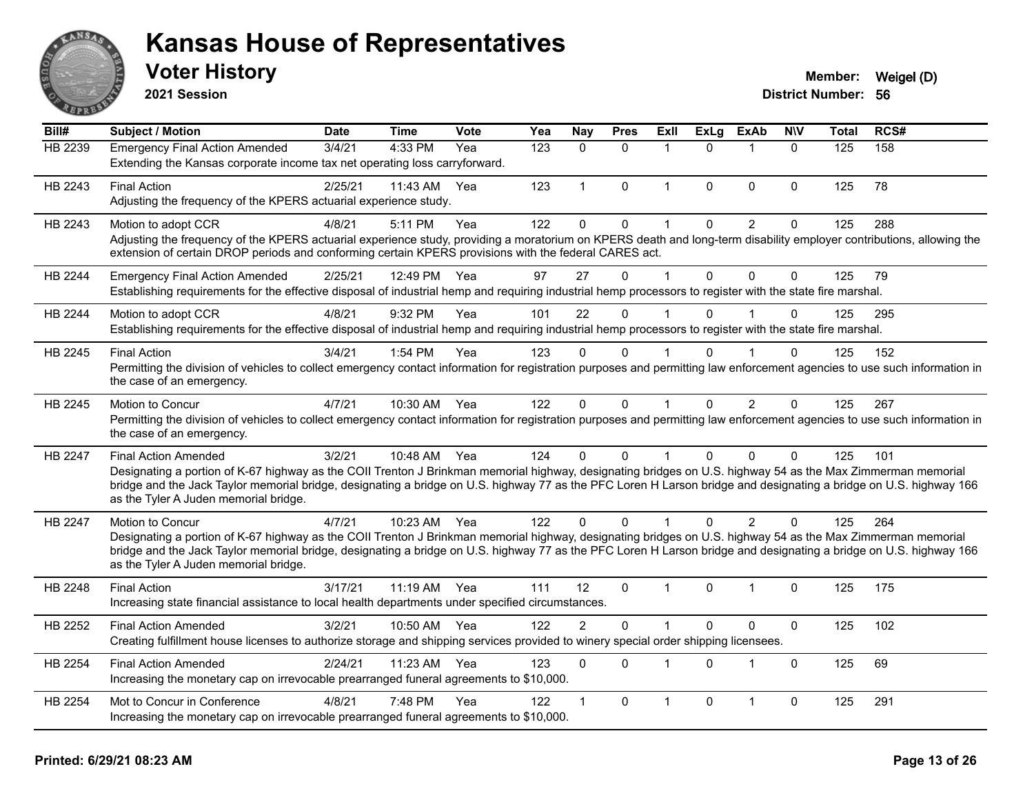# Kansas House of Representatives

## Voter History

**2021 Session**

**Member:** Weigel (D)
**District Number:** 56

| Bill# | Subject / Motion | Date | Time | Vote | Yea | Nay | Pres | ExII | ExLg | ExAb | N\V | Total | RCS# |
|---|---|---|---|---|---|---|---|---|---|---|---|---|---|
| HB 2239 | Emergency Final Action Amended | 3/4/21 | 4:33 PM | Yea | 123 | 0 | 0 | 1 | 0 | 1 | 0 | 125 | 158 |
| | Extending the Kansas corporate income tax net operating loss carryforward. | | | | | | | | | | | | |
| HB 2243 | Final Action | 2/25/21 | 11:43 AM | Yea | 123 | 1 | 0 | 1 | 0 | 0 | 0 | 125 | 78 |
| | Adjusting the frequency of the KPERS actuarial experience study. | | | | | | | | | | | | |
| HB 2243 | Motion to adopt CCR | 4/8/21 | 5:11 PM | Yea | 122 | 0 | 0 | 1 | 0 | 2 | 0 | 125 | 288 |
| | Adjusting the frequency of the KPERS actuarial experience study, providing a moratorium on KPERS death and long-term disability employer contributions, allowing the extension of certain DROP periods and conforming certain KPERS provisions with the federal CARES act. | | | | | | | | | | | | |
| HB 2244 | Emergency Final Action Amended | 2/25/21 | 12:49 PM | Yea | 97 | 27 | 0 | 1 | 0 | 0 | 0 | 125 | 79 |
| | Establishing requirements for the effective disposal of industrial hemp and requiring industrial hemp processors to register with the state fire marshal. | | | | | | | | | | | | |
| HB 2244 | Motion to adopt CCR | 4/8/21 | 9:32 PM | Yea | 101 | 22 | 0 | 1 | 0 | 1 | 0 | 125 | 295 |
| | Establishing requirements for the effective disposal of industrial hemp and requiring industrial hemp processors to register with the state fire marshal. | | | | | | | | | | | | |
| HB 2245 | Final Action | 3/4/21 | 1:54 PM | Yea | 123 | 0 | 0 | 1 | 0 | 1 | 0 | 125 | 152 |
| | Permitting the division of vehicles to collect emergency contact information for registration purposes and permitting law enforcement agencies to use such information in the case of an emergency. | | | | | | | | | | | | |
| HB 2245 | Motion to Concur | 4/7/21 | 10:30 AM | Yea | 122 | 0 | 0 | 1 | 0 | 2 | 0 | 125 | 267 |
| | Permitting the division of vehicles to collect emergency contact information for registration purposes and permitting law enforcement agencies to use such information in the case of an emergency. | | | | | | | | | | | | |
| HB 2247 | Final Action Amended | 3/2/21 | 10:48 AM | Yea | 124 | 0 | 0 | 1 | 0 | 0 | 0 | 125 | 101 |
| | Designating a portion of K-67 highway as the COII Trenton J Brinkman memorial highway, designating bridges on U.S. highway 54 as the Max Zimmerman memorial bridge and the Jack Taylor memorial bridge, designating a bridge on U.S. highway 77 as the PFC Loren H Larson bridge and designating a bridge on U.S. highway 166 as the Tyler A Juden memorial bridge. | | | | | | | | | | | | |
| HB 2247 | Motion to Concur | 4/7/21 | 10:23 AM | Yea | 122 | 0 | 0 | 1 | 0 | 2 | 0 | 125 | 264 |
| | Designating a portion of K-67 highway as the COII Trenton J Brinkman memorial highway, designating bridges on U.S. highway 54 as the Max Zimmerman memorial bridge and the Jack Taylor memorial bridge, designating a bridge on U.S. highway 77 as the PFC Loren H Larson bridge and designating a bridge on U.S. highway 166 as the Tyler A Juden memorial bridge. | | | | | | | | | | | | |
| HB 2248 | Final Action | 3/17/21 | 11:19 AM | Yea | 111 | 12 | 0 | 1 | 0 | 1 | 0 | 125 | 175 |
| | Increasing state financial assistance to local health departments under specified circumstances. | | | | | | | | | | | | |
| HB 2252 | Final Action Amended | 3/2/21 | 10:50 AM | Yea | 122 | 2 | 0 | 1 | 0 | 0 | 0 | 125 | 102 |
| | Creating fulfillment house licenses to authorize storage and shipping services provided to winery special order shipping licensees. | | | | | | | | | | | | |
| HB 2254 | Final Action Amended | 2/24/21 | 11:23 AM | Yea | 123 | 0 | 0 | 1 | 0 | 1 | 0 | 125 | 69 |
| | Increasing the monetary cap on irrevocable prearranged funeral agreements to $10,000. | | | | | | | | | | | | |
| HB 2254 | Mot to Concur in Conference | 4/8/21 | 7:48 PM | Yea | 122 | 1 | 0 | 1 | 0 | 1 | 0 | 125 | 291 |
| | Increasing the monetary cap on irrevocable prearranged funeral agreements to $10,000. | | | | | | | | | | | | |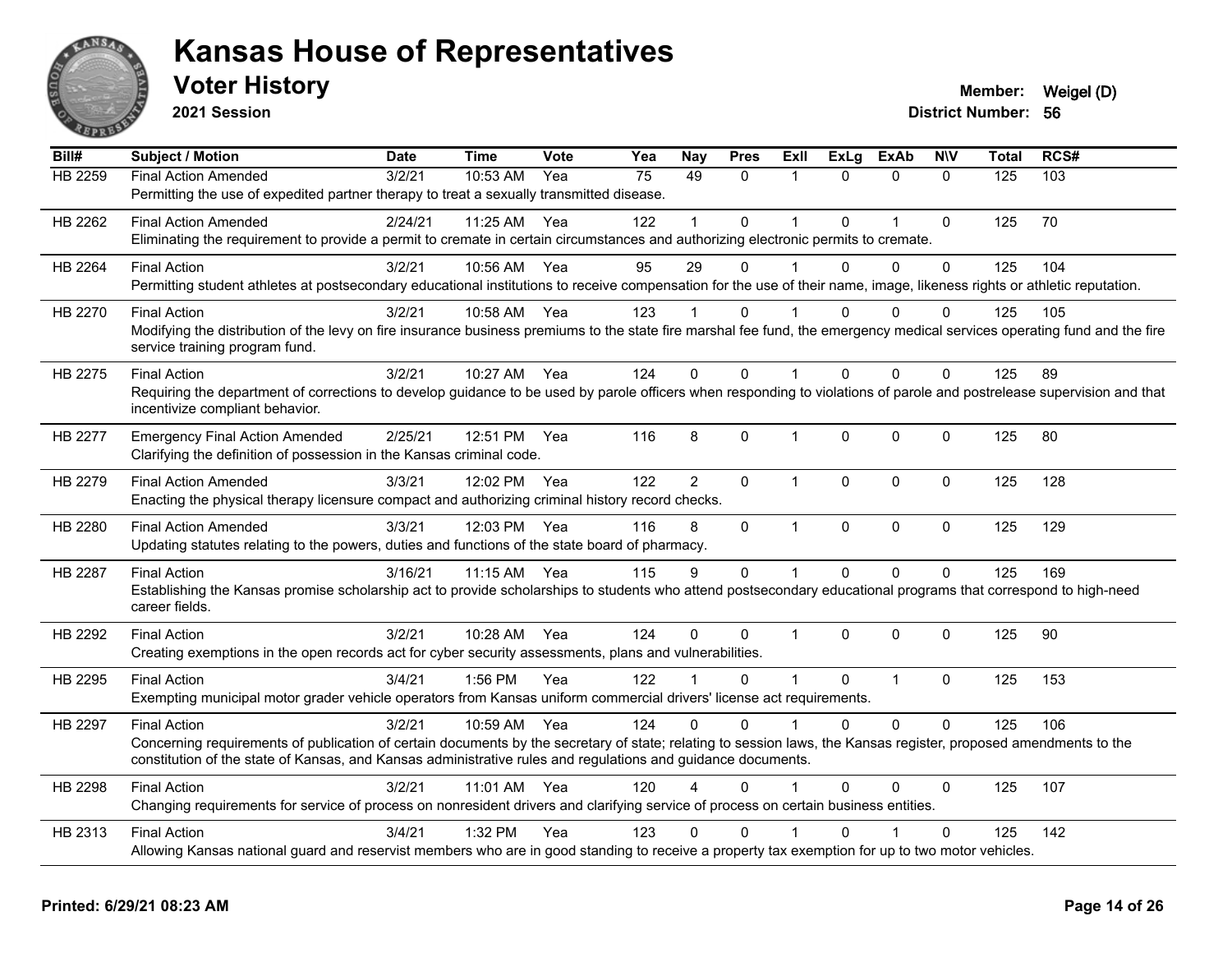# Kansas House of Representatives

## Voter History

**2021 Session**

**Member:** Weigel (D)
**District Number:** 56

| Bill# | Subject / Motion | Date | Time | Vote | Yea | Nay | Pres | ExII | ExLg | ExAb | N\V | Total | RCS# |
|---|---|---|---|---|---|---|---|---|---|---|---|---|---|
| HB 2259 | Final Action Amended | 3/2/21 | 10:53 AM | Yea | 75 | 49 | 0 | 1 | 0 | 0 | 0 | 125 | 103 |
| | Permitting the use of expedited partner therapy to treat a sexually transmitted disease. | | | | | | | | | | | | |
| HB 2262 | Final Action Amended | 2/24/21 | 11:25 AM | Yea | 122 | 1 | 0 | 1 | 0 | 1 | 0 | 125 | 70 |
| | Eliminating the requirement to provide a permit to cremate in certain circumstances and authorizing electronic permits to cremate. | | | | | | | | | | | | |
| HB 2264 | Final Action | 3/2/21 | 10:56 AM | Yea | 95 | 29 | 0 | 1 | 0 | 0 | 0 | 125 | 104 |
| | Permitting student athletes at postsecondary educational institutions to receive compensation for the use of their name, image, likeness rights or athletic reputation. | | | | | | | | | | | | |
| HB 2270 | Final Action | 3/2/21 | 10:58 AM | Yea | 123 | 1 | 0 | 1 | 0 | 0 | 0 | 125 | 105 |
| | Modifying the distribution of the levy on fire insurance business premiums to the state fire marshal fee fund, the emergency medical services operating fund and the fire service training program fund. | | | | | | | | | | | | |
| HB 2275 | Final Action | 3/2/21 | 10:27 AM | Yea | 124 | 0 | 0 | 1 | 0 | 0 | 0 | 125 | 89 |
| | Requiring the department of corrections to develop guidance to be used by parole officers when responding to violations of parole and postrelease supervision and that incentivize compliant behavior. | | | | | | | | | | | | |
| HB 2277 | Emergency Final Action Amended | 2/25/21 | 12:51 PM | Yea | 116 | 8 | 0 | 1 | 0 | 0 | 0 | 125 | 80 |
| | Clarifying the definition of possession in the Kansas criminal code. | | | | | | | | | | | | |
| HB 2279 | Final Action Amended | 3/3/21 | 12:02 PM | Yea | 122 | 2 | 0 | 1 | 0 | 0 | 0 | 125 | 128 |
| | Enacting the physical therapy licensure compact and authorizing criminal history record checks. | | | | | | | | | | | | |
| HB 2280 | Final Action Amended | 3/3/21 | 12:03 PM | Yea | 116 | 8 | 0 | 1 | 0 | 0 | 0 | 125 | 129 |
| | Updating statutes relating to the powers, duties and functions of the state board of pharmacy. | | | | | | | | | | | | |
| HB 2287 | Final Action | 3/16/21 | 11:15 AM | Yea | 115 | 9 | 0 | 1 | 0 | 0 | 0 | 125 | 169 |
| | Establishing the Kansas promise scholarship act to provide scholarships to students who attend postsecondary educational programs that correspond to high-need career fields. | | | | | | | | | | | | |
| HB 2292 | Final Action | 3/2/21 | 10:28 AM | Yea | 124 | 0 | 0 | 1 | 0 | 0 | 0 | 125 | 90 |
| | Creating exemptions in the open records act for cyber security assessments, plans and vulnerabilities. | | | | | | | | | | | | |
| HB 2295 | Final Action | 3/4/21 | 1:56 PM | Yea | 122 | 1 | 0 | 1 | 0 | 1 | 0 | 125 | 153 |
| | Exempting municipal motor grader vehicle operators from Kansas uniform commercial drivers' license act requirements. | | | | | | | | | | | | |
| HB 2297 | Final Action | 3/2/21 | 10:59 AM | Yea | 124 | 0 | 0 | 1 | 0 | 0 | 0 | 125 | 106 |
| | Concerning requirements of publication of certain documents by the secretary of state; relating to session laws, the Kansas register, proposed amendments to the constitution of the state of Kansas, and Kansas administrative rules and regulations and guidance documents. | | | | | | | | | | | | |
| HB 2298 | Final Action | 3/2/21 | 11:01 AM | Yea | 120 | 4 | 0 | 1 | 0 | 0 | 0 | 125 | 107 |
| | Changing requirements for service of process on nonresident drivers and clarifying service of process on certain business entities. | | | | | | | | | | | | |
| HB 2313 | Final Action | 3/4/21 | 1:32 PM | Yea | 123 | 0 | 0 | 1 | 0 | 1 | 0 | 125 | 142 |
| | Allowing Kansas national guard and reservist members who are in good standing to receive a property tax exemption for up to two motor vehicles. | | | | | | | | | | | | |

**Printed: 6/29/21 08:23 AM**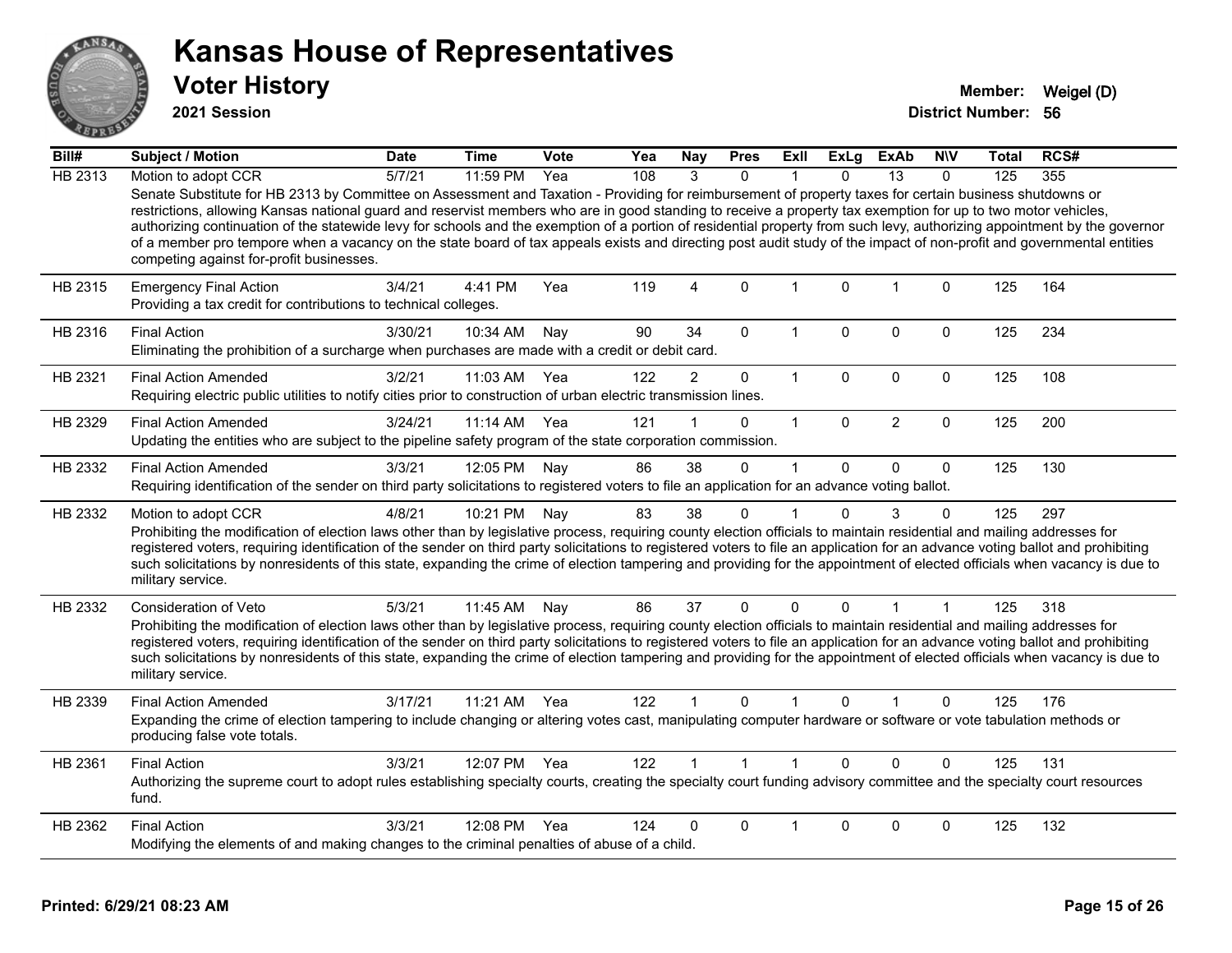# Kansas House of Representatives

## Voter History

**2021 Session**

**Member:** Weigel (D)

**District Number:** 56

| Bill# | Subject / Motion | Date | Time | Vote | Yea | Nay | Pres | ExII | ExLg | ExAb | N\V | Total | RCS# |
|---|---|---|---|---|---|---|---|---|---|---|---|---|---|
| HB 2313 | Motion to adopt CCR | 5/7/21 | 11:59 PM | Yea | 108 | 3 | 0 | 1 | 0 | 13 | 0 | 125 | 355 |
| | Senate Substitute for HB 2313 by Committee on Assessment and Taxation - Providing for reimbursement of property taxes for certain business shutdowns or restrictions, allowing Kansas national guard and reservist members who are in good standing to receive a property tax exemption for up to two motor vehicles, authorizing continuation of the statewide levy for schools and the exemption of a portion of residential property from such levy, authorizing appointment by the governor of a member pro tempore when a vacancy on the state board of tax appeals exists and directing post audit study of the impact of non-profit and governmental entities competing against for-profit businesses. | | | | | | | | | | | | |
| HB 2315 | Emergency Final Action | 3/4/21 | 4:41 PM | Yea | 119 | 4 | 0 | 1 | 0 | 1 | 0 | 125 | 164 |
| | Providing a tax credit for contributions to technical colleges. | | | | | | | | | | | | |
| HB 2316 | Final Action | 3/30/21 | 10:34 AM | Nay | 90 | 34 | 0 | 1 | 0 | 0 | 0 | 125 | 234 |
| | Eliminating the prohibition of a surcharge when purchases are made with a credit or debit card. | | | | | | | | | | | | |
| HB 2321 | Final Action Amended | 3/2/21 | 11:03 AM | Yea | 122 | 2 | 0 | 1 | 0 | 0 | 0 | 125 | 108 |
| | Requiring electric public utilities to notify cities prior to construction of urban electric transmission lines. | | | | | | | | | | | | |
| HB 2329 | Final Action Amended | 3/24/21 | 11:14 AM | Yea | 121 | 1 | 0 | 1 | 0 | 2 | 0 | 125 | 200 |
| | Updating the entities who are subject to the pipeline safety program of the state corporation commission. | | | | | | | | | | | | |
| HB 2332 | Final Action Amended | 3/3/21 | 12:05 PM | Nay | 86 | 38 | 0 | 1 | 0 | 0 | 0 | 125 | 130 |
| | Requiring identification of the sender on third party solicitations to registered voters to file an application for an advance voting ballot. | | | | | | | | | | | | |
| HB 2332 | Motion to adopt CCR | 4/8/21 | 10:21 PM | Nay | 83 | 38 | 0 | 1 | 0 | 3 | 0 | 125 | 297 |
| | Prohibiting the modification of election laws other than by legislative process, requiring county election officials to maintain residential and mailing addresses for registered voters, requiring identification of the sender on third party solicitations to registered voters to file an application for an advance voting ballot and prohibiting such solicitations by nonresidents of this state, expanding the crime of election tampering and providing for the appointment of elected officials when vacancy is due to military service. | | | | | | | | | | | | |
| HB 2332 | Consideration of Veto | 5/3/21 | 11:45 AM | Nay | 86 | 37 | 0 | 0 | 0 | 1 | 1 | 125 | 318 |
| | Prohibiting the modification of election laws other than by legislative process, requiring county election officials to maintain residential and mailing addresses for registered voters, requiring identification of the sender on third party solicitations to registered voters to file an application for an advance voting ballot and prohibiting such solicitations by nonresidents of this state, expanding the crime of election tampering and providing for the appointment of elected officials when vacancy is due to military service. | | | | | | | | | | | | |
| HB 2339 | Final Action Amended | 3/17/21 | 11:21 AM | Yea | 122 | 1 | 0 | 1 | 0 | 1 | 0 | 125 | 176 |
| | Expanding the crime of election tampering to include changing or altering votes cast, manipulating computer hardware or software or vote tabulation methods or producing false vote totals. | | | | | | | | | | | | |
| HB 2361 | Final Action | 3/3/21 | 12:07 PM | Yea | 122 | 1 | 1 | 1 | 0 | 0 | 0 | 125 | 131 |
| | Authorizing the supreme court to adopt rules establishing specialty courts, creating the specialty court funding advisory committee and the specialty court resources fund. | | | | | | | | | | | | |
| HB 2362 | Final Action | 3/3/21 | 12:08 PM | Yea | 124 | 0 | 0 | 1 | 0 | 0 | 0 | 125 | 132 |
| | Modifying the elements of and making changes to the criminal penalties of abuse of a child. | | | | | | | | | | | | |

**Printed: 6/29/21 08:23 AM**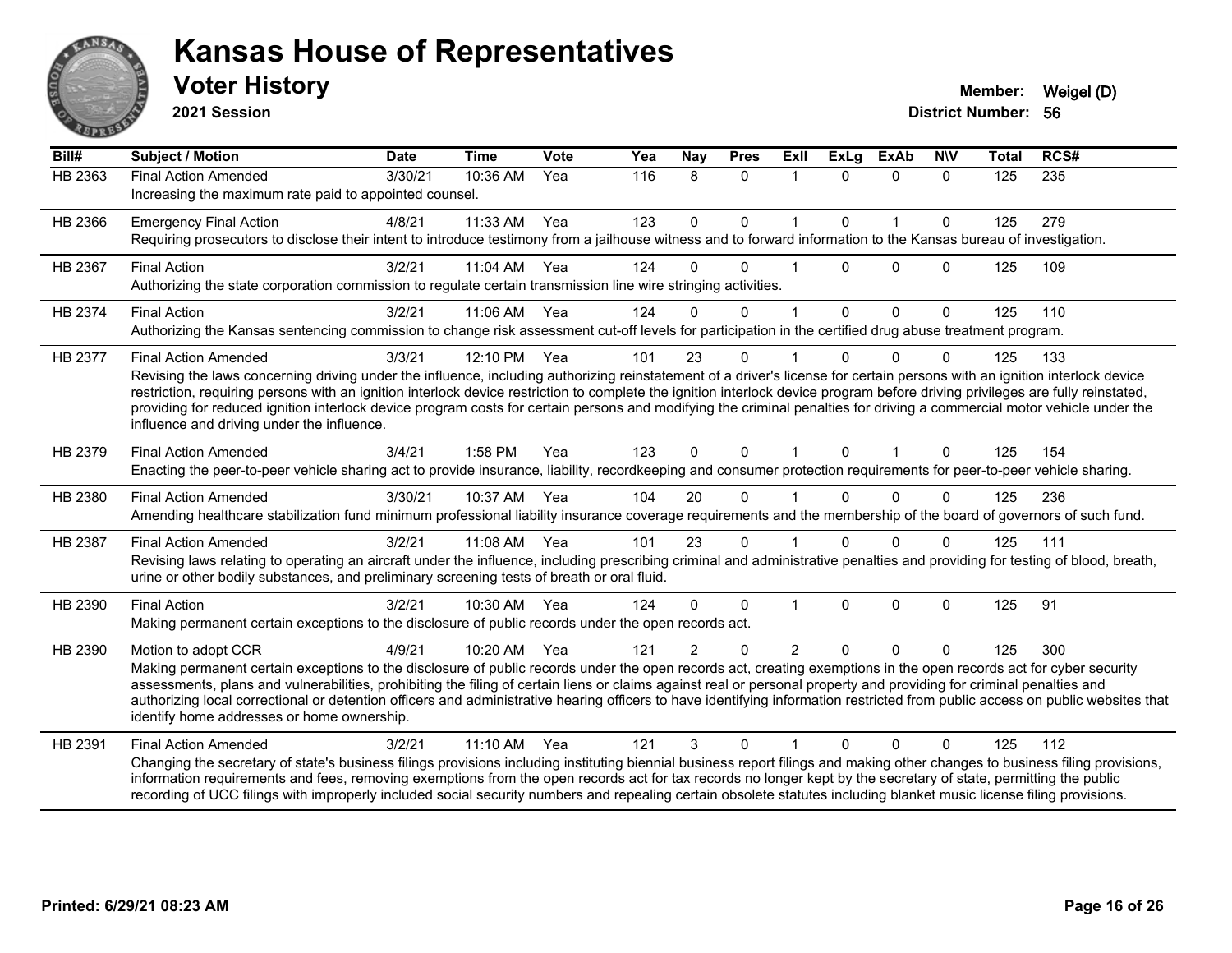# Kansas House of Representatives

## Voter History

**2021 Session**

**Member:** Weigel (D)

**District Number:** 56

| Bill# | Subject / Motion | Date | Time | Vote | Yea | Nay | Pres | ExII | ExLg | ExAb | N\V | Total | RCS# |
|---|---|---|---|---|---|---|---|---|---|---|---|---|---|
| HB 2363 | Final Action Amended | 3/30/21 | 10:36 AM | Yea | 116 | 8 | 0 | 1 | 0 | 0 | 0 | 125 | 235 |
| | Increasing the maximum rate paid to appointed counsel. | | | | | | | | | | | | |
| HB 2366 | Emergency Final Action | 4/8/21 | 11:33 AM | Yea | 123 | 0 | 0 | 1 | 0 | 1 | 0 | 125 | 279 |
| | Requiring prosecutors to disclose their intent to introduce testimony from a jailhouse witness and to forward information to the Kansas bureau of investigation. | | | | | | | | | | | | |
| HB 2367 | Final Action | 3/2/21 | 11:04 AM | Yea | 124 | 0 | 0 | 1 | 0 | 0 | 0 | 125 | 109 |
| | Authorizing the state corporation commission to regulate certain transmission line wire stringing activities. | | | | | | | | | | | | |
| HB 2374 | Final Action | 3/2/21 | 11:06 AM | Yea | 124 | 0 | 0 | 1 | 0 | 0 | 0 | 125 | 110 |
| | Authorizing the Kansas sentencing commission to change risk assessment cut-off levels for participation in the certified drug abuse treatment program. | | | | | | | | | | | | |
| HB 2377 | Final Action Amended | 3/3/21 | 12:10 PM | Yea | 101 | 23 | 0 | 1 | 0 | 0 | 0 | 125 | 133 |
| | Revising the laws concerning driving under the influence, including authorizing reinstatement of a driver's license for certain persons with an ignition interlock device restriction, requiring persons with an ignition interlock device restriction to complete the ignition interlock device program before driving privileges are fully reinstated, providing for reduced ignition interlock device program costs for certain persons and modifying the criminal penalties for driving a commercial motor vehicle under the influence and driving under the influence. | | | | | | | | | | | | |
| HB 2379 | Final Action Amended | 3/4/21 | 1:58 PM | Yea | 123 | 0 | 0 | 1 | 0 | 1 | 0 | 125 | 154 |
| | Enacting the peer-to-peer vehicle sharing act to provide insurance, liability, recordkeeping and consumer protection requirements for peer-to-peer vehicle sharing. | | | | | | | | | | | | |
| HB 2380 | Final Action Amended | 3/30/21 | 10:37 AM | Yea | 104 | 20 | 0 | 1 | 0 | 0 | 0 | 125 | 236 |
| | Amending healthcare stabilization fund minimum professional liability insurance coverage requirements and the membership of the board of governors of such fund. | | | | | | | | | | | | |
| HB 2387 | Final Action Amended | 3/2/21 | 11:08 AM | Yea | 101 | 23 | 0 | 1 | 0 | 0 | 0 | 125 | 111 |
| | Revising laws relating to operating an aircraft under the influence, including prescribing criminal and administrative penalties and providing for testing of blood, breath, urine or other bodily substances, and preliminary screening tests of breath or oral fluid. | | | | | | | | | | | | |
| HB 2390 | Final Action | 3/2/21 | 10:30 AM | Yea | 124 | 0 | 0 | 1 | 0 | 0 | 0 | 125 | 91 |
| | Making permanent certain exceptions to the disclosure of public records under the open records act. | | | | | | | | | | | | |
| HB 2390 | Motion to adopt CCR | 4/9/21 | 10:20 AM | Yea | 121 | 2 | 0 | 2 | 0 | 0 | 0 | 125 | 300 |
| | Making permanent certain exceptions to the disclosure of public records under the open records act, creating exemptions in the open records act for cyber security assessments, plans and vulnerabilities, prohibiting the filing of certain liens or claims against real or personal property and providing for criminal penalties and authorizing local correctional or detention officers and administrative hearing officers to have identifying information restricted from public access on public websites that identify home addresses or home ownership. | | | | | | | | | | | | |
| HB 2391 | Final Action Amended | 3/2/21 | 11:10 AM | Yea | 121 | 3 | 0 | 1 | 0 | 0 | 0 | 125 | 112 |
| | Changing the secretary of state's business filings provisions including instituting biennial business report filings and making other changes to business filing provisions, information requirements and fees, removing exemptions from the open records act for tax records no longer kept by the secretary of state, permitting the public recording of UCC filings with improperly included social security numbers and repealing certain obsolete statutes including blanket music license filing provisions. | | | | | | | | | | | | |

Printed: 6/29/21 08:23 AM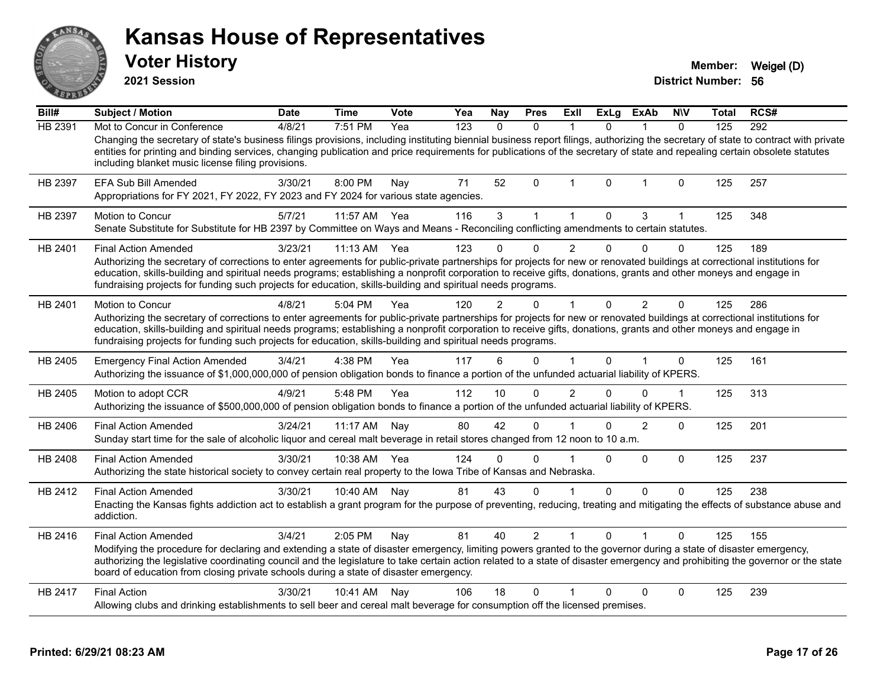# Kansas House of Representatives

## Voter History

**2021 Session**

**Member:** Weigel (D)

**District Number:** 56

| Bill# | Subject / Motion | Date | Time | Vote | Yea | Nay | Pres | ExII | ExLg | ExAb | N\V | Total | RCS# |
|---|---|---|---|---|---|---|---|---|---|---|---|---|---|
| HB 2391 | Mot to Concur in Conference | 4/8/21 | 7:51 PM | Yea | 123 | 0 | 0 | 1 | 0 | 1 | 0 | 125 | 292 |
| | Changing the secretary of state's business filings provisions, including instituting biennial business report filings, authorizing the secretary of state to contract with private entities for printing and binding services, changing publication and price requirements for publications of the secretary of state and repealing certain obsolete statutes including blanket music license filing provisions. | | | | | | | | | | | | |
| HB 2397 | EFA Sub Bill Amended | 3/30/21 | 8:00 PM | Nay | 71 | 52 | 0 | 1 | 0 | 1 | 0 | 125 | 257 |
| | Appropriations for FY 2021, FY 2022, FY 2023 and FY 2024 for various state agencies. | | | | | | | | | | | | |
| HB 2397 | Motion to Concur | 5/7/21 | 11:57 AM | Yea | 116 | 3 | 1 | 1 | 0 | 3 | 1 | 125 | 348 |
| | Senate Substitute for Substitute for HB 2397 by Committee on Ways and Means - Reconciling conflicting amendments to certain statutes. | | | | | | | | | | | | |
| HB 2401 | Final Action Amended | 3/23/21 | 11:13 AM | Yea | 123 | 0 | 0 | 2 | 0 | 0 | 0 | 125 | 189 |
| | Authorizing the secretary of corrections to enter agreements for public-private partnerships for projects for new or renovated buildings at correctional institutions for education, skills-building and spiritual needs programs; establishing a nonprofit corporation to receive gifts, donations, grants and other moneys and engage in fundraising projects for funding such projects for education, skills-building and spiritual needs programs. | | | | | | | | | | | | |
| HB 2401 | Motion to Concur | 4/8/21 | 5:04 PM | Yea | 120 | 2 | 0 | 1 | 0 | 2 | 0 | 125 | 286 |
| | Authorizing the secretary of corrections to enter agreements for public-private partnerships for projects for new or renovated buildings at correctional institutions for education, skills-building and spiritual needs programs; establishing a nonprofit corporation to receive gifts, donations, grants and other moneys and engage in fundraising projects for funding such projects for education, skills-building and spiritual needs programs. | | | | | | | | | | | | |
| HB 2405 | Emergency Final Action Amended | 3/4/21 | 4:38 PM | Yea | 117 | 6 | 0 | 1 | 0 | 1 | 0 | 125 | 161 |
| | Authorizing the issuance of $1,000,000,000 of pension obligation bonds to finance a portion of the unfunded actuarial liability of KPERS. | | | | | | | | | | | | |
| HB 2405 | Motion to adopt CCR | 4/9/21 | 5:48 PM | Yea | 112 | 10 | 0 | 2 | 0 | 0 | 1 | 125 | 313 |
| | Authorizing the issuance of $500,000,000 of pension obligation bonds to finance a portion of the unfunded actuarial liability of KPERS. | | | | | | | | | | | | |
| HB 2406 | Final Action Amended | 3/24/21 | 11:17 AM | Nay | 80 | 42 | 0 | 1 | 0 | 2 | 0 | 125 | 201 |
| | Sunday start time for the sale of alcoholic liquor and cereal malt beverage in retail stores changed from 12 noon to 10 a.m. | | | | | | | | | | | | |
| HB 2408 | Final Action Amended | 3/30/21 | 10:38 AM | Yea | 124 | 0 | 0 | 1 | 0 | 0 | 0 | 125 | 237 |
| | Authorizing the state historical society to convey certain real property to the Iowa Tribe of Kansas and Nebraska. | | | | | | | | | | | | |
| HB 2412 | Final Action Amended | 3/30/21 | 10:40 AM | Nay | 81 | 43 | 0 | 1 | 0 | 0 | 0 | 125 | 238 |
| | Enacting the Kansas fights addiction act to establish a grant program for the purpose of preventing, reducing, treating and mitigating the effects of substance abuse and addiction. | | | | | | | | | | | | |
| HB 2416 | Final Action Amended | 3/4/21 | 2:05 PM | Nay | 81 | 40 | 2 | 1 | 0 | 1 | 0 | 125 | 155 |
| | Modifying the procedure for declaring and extending a state of disaster emergency, limiting powers granted to the governor during a state of disaster emergency, authorizing the legislative coordinating council and the legislature to take certain action related to a state of disaster emergency and prohibiting the governor or the state board of education from closing private schools during a state of disaster emergency. | | | | | | | | | | | | |
| HB 2417 | Final Action | 3/30/21 | 10:41 AM | Nay | 106 | 18 | 0 | 1 | 0 | 0 | 0 | 125 | 239 |
| | Allowing clubs and drinking establishments to sell beer and cereal malt beverage for consumption off the licensed premises. | | | | | | | | | | | | |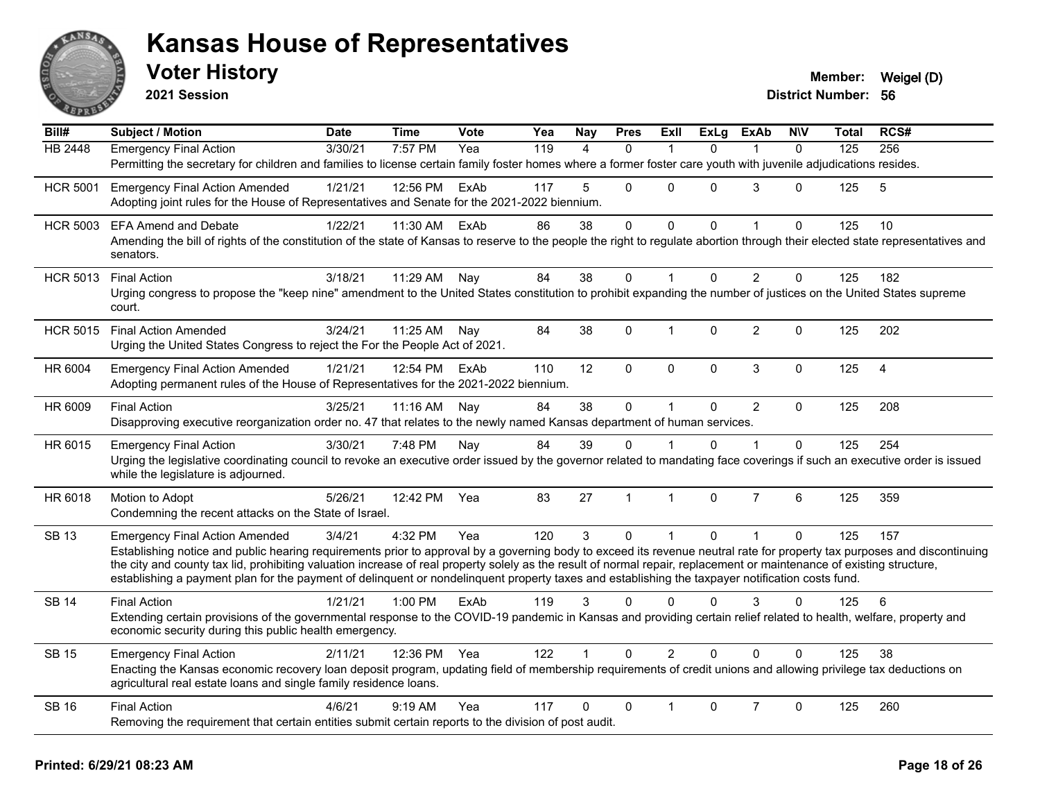# Kansas House of Representatives

## Voter History

**2021 Session**

**Member:** Weigel (D)
**District Number:** 56

| Bill# | Subject / Motion | Date | Time | Vote | Yea | Nay | Pres | ExII | ExLg | ExAb | N\V | Total | RCS# |
|---|---|---|---|---|---|---|---|---|---|---|---|---|---|
| HB 2448 | Emergency Final Action | 3/30/21 | 7:57 PM | Yea | 119 | 4 | 0 | 1 | 0 | 1 | 0 | 125 | 256 |
| | Permitting the secretary for children and families to license certain family foster homes where a former foster care youth with juvenile adjudications resides. | | | | | | | | | | | | |
| HCR 5001 | Emergency Final Action Amended | 1/21/21 | 12:56 PM | ExAb | 117 | 5 | 0 | 0 | 0 | 3 | 0 | 125 | 5 |
| | Adopting joint rules for the House of Representatives and Senate for the 2021-2022 biennium. | | | | | | | | | | | | |
| HCR 5003 | EFA Amend and Debate | 1/22/21 | 11:30 AM | ExAb | 86 | 38 | 0 | 0 | 0 | 1 | 0 | 125 | 10 |
| | Amending the bill of rights of the constitution of the state of Kansas to reserve to the people the right to regulate abortion through their elected state representatives and senators. | | | | | | | | | | | | |
| HCR 5013 | Final Action | 3/18/21 | 11:29 AM | Nay | 84 | 38 | 0 | 1 | 0 | 2 | 0 | 125 | 182 |
| | Urging congress to propose the "keep nine" amendment to the United States constitution to prohibit expanding the number of justices on the United States supreme court. | | | | | | | | | | | | |
| HCR 5015 | Final Action Amended | 3/24/21 | 11:25 AM | Nay | 84 | 38 | 0 | 1 | 0 | 2 | 0 | 125 | 202 |
| | Urging the United States Congress to reject the For the People Act of 2021. | | | | | | | | | | | | |
| HR 6004 | Emergency Final Action Amended | 1/21/21 | 12:54 PM | ExAb | 110 | 12 | 0 | 0 | 0 | 3 | 0 | 125 | 4 |
| | Adopting permanent rules of the House of Representatives for the 2021-2022 biennium. | | | | | | | | | | | | |
| HR 6009 | Final Action | 3/25/21 | 11:16 AM | Nay | 84 | 38 | 0 | 1 | 0 | 2 | 0 | 125 | 208 |
| | Disapproving executive reorganization order no. 47 that relates to the newly named Kansas department of human services. | | | | | | | | | | | | |
| HR 6015 | Emergency Final Action | 3/30/21 | 7:48 PM | Nay | 84 | 39 | 0 | 1 | 0 | 1 | 0 | 125 | 254 |
| | Urging the legislative coordinating council to revoke an executive order issued by the governor related to mandating face coverings if such an executive order is issued while the legislature is adjourned. | | | | | | | | | | | | |
| HR 6018 | Motion to Adopt | 5/26/21 | 12:42 PM | Yea | 83 | 27 | 1 | 1 | 0 | 7 | 6 | 125 | 359 |
| | Condemning the recent attacks on the State of Israel. | | | | | | | | | | | | |
| SB 13 | Emergency Final Action Amended | 3/4/21 | 4:32 PM | Yea | 120 | 3 | 0 | 1 | 0 | 1 | 0 | 125 | 157 |
| | Establishing notice and public hearing requirements prior to approval by a governing body to exceed its revenue neutral rate for property tax purposes and discontinuing the city and county tax lid, prohibiting valuation increase of real property solely as the result of normal repair, replacement or maintenance of existing structure, establishing a payment plan for the payment of delinquent or nondelinquent property taxes and establishing the taxpayer notification costs fund. | | | | | | | | | | | | |
| SB 14 | Final Action | 1/21/21 | 1:00 PM | ExAb | 119 | 3 | 0 | 0 | 0 | 3 | 0 | 125 | 6 |
| | Extending certain provisions of the governmental response to the COVID-19 pandemic in Kansas and providing certain relief related to health, welfare, property and economic security during this public health emergency. | | | | | | | | | | | | |
| SB 15 | Emergency Final Action | 2/11/21 | 12:36 PM | Yea | 122 | 1 | 0 | 2 | 0 | 0 | 0 | 125 | 38 |
| | Enacting the Kansas economic recovery loan deposit program, updating field of membership requirements of credit unions and allowing privilege tax deductions on agricultural real estate loans and single family residence loans. | | | | | | | | | | | | |
| SB 16 | Final Action | 4/6/21 | 9:19 AM | Yea | 117 | 0 | 0 | 1 | 0 | 7 | 0 | 125 | 260 |
| | Removing the requirement that certain entities submit certain reports to the division of post audit. | | | | | | | | | | | | |

**Printed: 6/29/21 08:23 AM**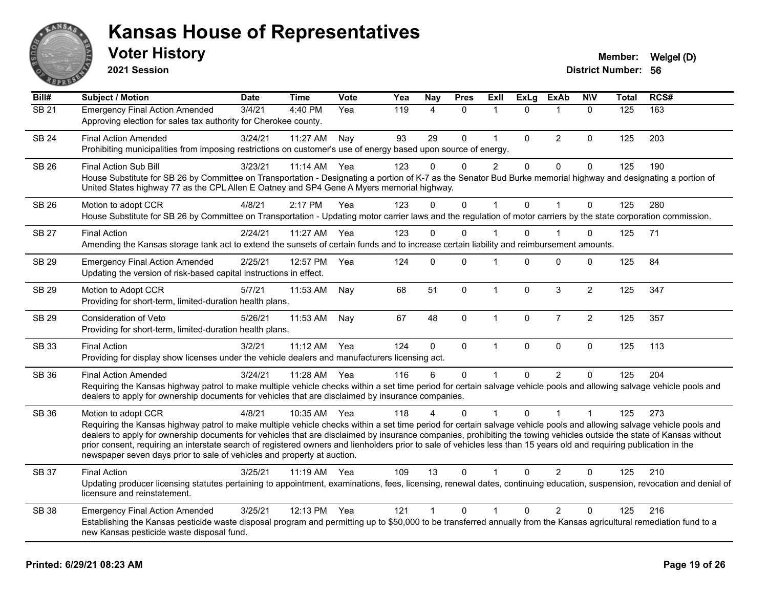# Kansas House of Representatives

## Voter History

**2021 Session**

**Member:** Weigel (D)
**District Number:** 56

| Bill# | Subject / Motion | Date | Time | Vote | Yea | Nay | Pres | ExII | ExLg | ExAb | N\V | Total | RCS# |
|---|---|---|---|---|---|---|---|---|---|---|---|---|---|
| SB 21 | Emergency Final Action Amended | 3/4/21 | 4:40 PM | Yea | 119 | 4 | 0 | 1 | 0 | 1 | 0 | 125 | 163 |
| | Approving election for sales tax authority for Cherokee county. | | | | | | | | | | | | |
| SB 24 | Final Action Amended | 3/24/21 | 11:27 AM | Nay | 93 | 29 | 0 | 1 | 0 | 2 | 0 | 125 | 203 |
| | Prohibiting municipalities from imposing restrictions on customer's use of energy based upon source of energy. | | | | | | | | | | | | |
| SB 26 | Final Action Sub Bill | 3/23/21 | 11:14 AM | Yea | 123 | 0 | 0 | 2 | 0 | 0 | 0 | 125 | 190 |
| | House Substitute for SB 26 by Committee on Transportation - Designating a portion of K-7 as the Senator Bud Burke memorial highway and designating a portion of United States highway 77 as the CPL Allen E Oatney and SP4 Gene A Myers memorial highway. | | | | | | | | | | | | |
| SB 26 | Motion to adopt CCR | 4/8/21 | 2:17 PM | Yea | 123 | 0 | 0 | 1 | 0 | 1 | 0 | 125 | 280 |
| | House Substitute for SB 26 by Committee on Transportation - Updating motor carrier laws and the regulation of motor carriers by the state corporation commission. | | | | | | | | | | | | |
| SB 27 | Final Action | 2/24/21 | 11:27 AM | Yea | 123 | 0 | 0 | 1 | 0 | 1 | 0 | 125 | 71 |
| | Amending the Kansas storage tank act to extend the sunsets of certain funds and to increase certain liability and reimbursement amounts. | | | | | | | | | | | | |
| SB 29 | Emergency Final Action Amended | 2/25/21 | 12:57 PM | Yea | 124 | 0 | 0 | 1 | 0 | 0 | 0 | 125 | 84 |
| | Updating the version of risk-based capital instructions in effect. | | | | | | | | | | | | |
| SB 29 | Motion to Adopt CCR | 5/7/21 | 11:53 AM | Nay | 68 | 51 | 0 | 1 | 0 | 3 | 2 | 125 | 347 |
| | Providing for short-term, limited-duration health plans. | | | | | | | | | | | | |
| SB 29 | Consideration of Veto | 5/26/21 | 11:53 AM | Nay | 67 | 48 | 0 | 1 | 0 | 7 | 2 | 125 | 357 |
| | Providing for short-term, limited-duration health plans. | | | | | | | | | | | | |
| SB 33 | Final Action | 3/2/21 | 11:12 AM | Yea | 124 | 0 | 0 | 1 | 0 | 0 | 0 | 125 | 113 |
| | Providing for display show licenses under the vehicle dealers and manufacturers licensing act. | | | | | | | | | | | | |
| SB 36 | Final Action Amended | 3/24/21 | 11:28 AM | Yea | 116 | 6 | 0 | 1 | 0 | 2 | 0 | 125 | 204 |
| | Requiring the Kansas highway patrol to make multiple vehicle checks within a set time period for certain salvage vehicle pools and allowing salvage vehicle pools and dealers to apply for ownership documents for vehicles that are disclaimed by insurance companies. | | | | | | | | | | | | |
| SB 36 | Motion to adopt CCR | 4/8/21 | 10:35 AM | Yea | 118 | 4 | 0 | 1 | 0 | 1 | 1 | 125 | 273 |
| | Requiring the Kansas highway patrol to make multiple vehicle checks within a set time period for certain salvage vehicle pools and allowing salvage vehicle pools and dealers to apply for ownership documents for vehicles that are disclaimed by insurance companies, prohibiting the towing vehicles outside the state of Kansas without prior consent, requiring an interstate search of registered owners and lienholders prior to sale of vehicles less than 15 years old and requiring publication in the newspaper seven days prior to sale of vehicles and property at auction. | | | | | | | | | | | | |
| SB 37 | Final Action | 3/25/21 | 11:19 AM | Yea | 109 | 13 | 0 | 1 | 0 | 2 | 0 | 125 | 210 |
| | Updating producer licensing statutes pertaining to appointment, examinations, fees, licensing, renewal dates, continuing education, suspension, revocation and denial of licensure and reinstatement. | | | | | | | | | | | | |
| SB 38 | Emergency Final Action Amended | 3/25/21 | 12:13 PM | Yea | 121 | 1 | 0 | 1 | 0 | 2 | 0 | 125 | 216 |
| | Establishing the Kansas pesticide waste disposal program and permitting up to $50,000 to be transferred annually from the Kansas agricultural remediation fund to a new Kansas pesticide waste disposal fund. | | | | | | | | | | | | |

**Printed: 6/29/21 08:23 AM**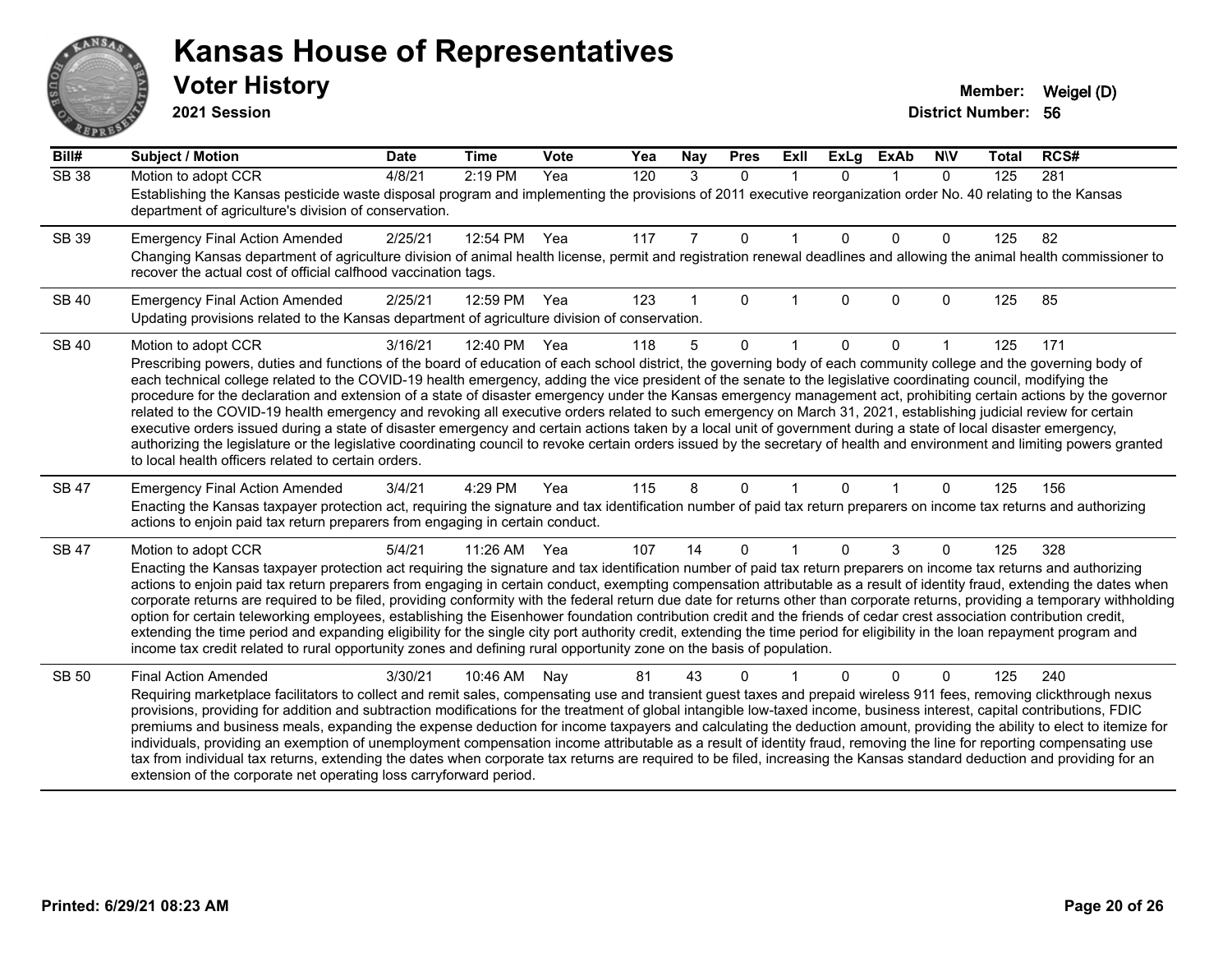# Kansas House of Representatives

## Voter History

**2021 Session**

**Member:** Weigel (D)
**District Number:** 56

| Bill# | Subject / Motion | Date | Time | Vote | Yea | Nay | Pres | ExII | ExLg | ExAb | N\V | Total | RCS# |
|---|---|---|---|---|---|---|---|---|---|---|---|---|---|
| SB 38 | Motion to adopt CCR | 4/8/21 | 2:19 PM | Yea | 120 | 3 | 0 | 1 | 0 | 1 | 0 | 125 | 281 |
| | Establishing the Kansas pesticide waste disposal program and implementing the provisions of 2011 executive reorganization order No. 40 relating to the Kansas department of agriculture's division of conservation. | | | | | | | | | | | | |
| SB 39 | Emergency Final Action Amended | 2/25/21 | 12:54 PM | Yea | 117 | 7 | 0 | 1 | 0 | 0 | 0 | 125 | 82 |
| | Changing Kansas department of agriculture division of animal health license, permit and registration renewal deadlines and allowing the animal health commissioner to recover the actual cost of official calfhood vaccination tags. | | | | | | | | | | | | |
| SB 40 | Emergency Final Action Amended | 2/25/21 | 12:59 PM | Yea | 123 | 1 | 0 | 1 | 0 | 0 | 0 | 125 | 85 |
| | Updating provisions related to the Kansas department of agriculture division of conservation. | | | | | | | | | | | | |
| SB 40 | Motion to adopt CCR | 3/16/21 | 12:40 PM | Yea | 118 | 5 | 0 | 1 | 0 | 0 | 1 | 125 | 171 |
| | Prescribing powers, duties and functions of the board of education of each school district, the governing body of each community college and the governing body of each technical college related to the COVID-19 health emergency, adding the vice president of the senate to the legislative coordinating council, modifying the procedure for the declaration and extension of a state of disaster emergency under the Kansas emergency management act, prohibiting certain actions by the governor related to the COVID-19 health emergency and revoking all executive orders related to such emergency on March 31, 2021, establishing judicial review for certain executive orders issued during a state of disaster emergency and certain actions taken by a local unit of government during a state of local disaster emergency, authorizing the legislature or the legislative coordinating council to revoke certain orders issued by the secretary of health and environment and limiting powers granted to local health officers related to certain orders. | | | | | | | | | | | | |
| SB 47 | Emergency Final Action Amended | 3/4/21 | 4:29 PM | Yea | 115 | 8 | 0 | 1 | 0 | 1 | 0 | 125 | 156 |
| | Enacting the Kansas taxpayer protection act, requiring the signature and tax identification number of paid tax return preparers on income tax returns and authorizing actions to enjoin paid tax return preparers from engaging in certain conduct. | | | | | | | | | | | | |
| SB 47 | Motion to adopt CCR | 5/4/21 | 11:26 AM | Yea | 107 | 14 | 0 | 1 | 0 | 3 | 0 | 125 | 328 |
| | Enacting the Kansas taxpayer protection act requiring the signature and tax identification number of paid tax return preparers on income tax returns and authorizing actions to enjoin paid tax return preparers from engaging in certain conduct, exempting compensation attributable as a result of identity fraud, extending the dates when corporate returns are required to be filed, providing conformity with the federal return due date for returns other than corporate returns, providing a temporary withholding option for certain teleworking employees, establishing the Eisenhower foundation contribution credit and the friends of cedar crest association contribution credit, extending the time period and expanding eligibility for the single city port authority credit, extending the time period for eligibility in the loan repayment program and income tax credit related to rural opportunity zones and defining rural opportunity zone on the basis of population. | | | | | | | | | | | | |
| SB 50 | Final Action Amended | 3/30/21 | 10:46 AM | Nay | 81 | 43 | 0 | 1 | 0 | 0 | 0 | 125 | 240 |
| | Requiring marketplace facilitators to collect and remit sales, compensating use and transient guest taxes and prepaid wireless 911 fees, removing clickthrough nexus provisions, providing for addition and subtraction modifications for the treatment of global intangible low-taxed income, business interest, capital contributions, FDIC premiums and business meals, expanding the expense deduction for income taxpayers and calculating the deduction amount, providing the ability to elect to itemize for individuals, providing an exemption of unemployment compensation income attributable as a result of identity fraud, removing the line for reporting compensating use tax from individual tax returns, extending the dates when corporate tax returns are required to be filed, increasing the Kansas standard deduction and providing for an extension of the corporate net operating loss carryforward period. | | | | | | | | | | | | |

Printed: 6/29/21 08:23 AM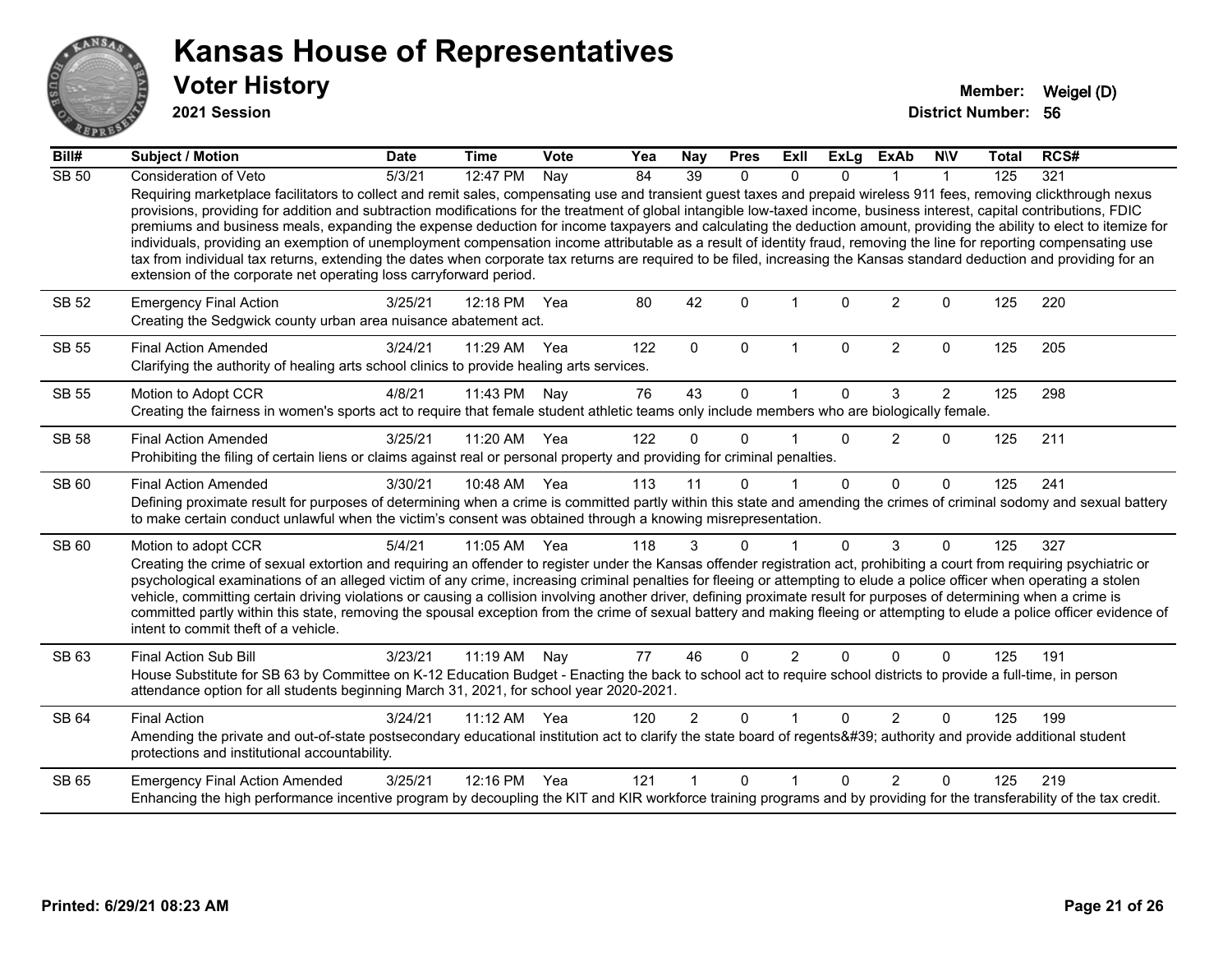# Kansas House of Representatives

## Voter History

**2021 Session**

**Member:** Weigel (D)
**District Number:** 56

| Bill# | Subject / Motion | Date | Time | Vote | Yea | Nay | Pres | ExII | ExLg | ExAb | N\V | Total | RCS# |
|---|---|---|---|---|---|---|---|---|---|---|---|---|---|
| SB 50 | Consideration of Veto | 5/3/21 | 12:47 PM | Nay | 84 | 39 | 0 | 0 | 0 | 1 | 1 | 125 | 321 |
| | Requiring marketplace facilitators to collect and remit sales, compensating use and transient guest taxes and prepaid wireless 911 fees, removing clickthrough nexus provisions, providing for addition and subtraction modifications for the treatment of global intangible low-taxed income, business interest, capital contributions, FDIC premiums and business meals, expanding the expense deduction for income taxpayers and calculating the deduction amount, providing the ability to elect to itemize for individuals, providing an exemption of unemployment compensation income attributable as a result of identity fraud, removing the line for reporting compensating use tax from individual tax returns, extending the dates when corporate tax returns are required to be filed, increasing the Kansas standard deduction and providing for an extension of the corporate net operating loss carryforward period. | | | | | | | | | | | | |
| SB 52 | Emergency Final Action | 3/25/21 | 12:18 PM | Yea | 80 | 42 | 0 | 1 | 0 | 2 | 0 | 125 | 220 |
| | Creating the Sedgwick county urban area nuisance abatement act. | | | | | | | | | | | | |
| SB 55 | Final Action Amended | 3/24/21 | 11:29 AM | Yea | 122 | 0 | 0 | 1 | 0 | 2 | 0 | 125 | 205 |
| | Clarifying the authority of healing arts school clinics to provide healing arts services. | | | | | | | | | | | | |
| SB 55 | Motion to Adopt CCR | 4/8/21 | 11:43 PM | Nay | 76 | 43 | 0 | 1 | 0 | 3 | 2 | 125 | 298 |
| | Creating the fairness in women's sports act to require that female student athletic teams only include members who are biologically female. | | | | | | | | | | | | |
| SB 58 | Final Action Amended | 3/25/21 | 11:20 AM | Yea | 122 | 0 | 0 | 1 | 0 | 2 | 0 | 125 | 211 |
| | Prohibiting the filing of certain liens or claims against real or personal property and providing for criminal penalties. | | | | | | | | | | | | |
| SB 60 | Final Action Amended | 3/30/21 | 10:48 AM | Yea | 113 | 11 | 0 | 1 | 0 | 0 | 0 | 125 | 241 |
| | Defining proximate result for purposes of determining when a crime is committed partly within this state and amending the crimes of criminal sodomy and sexual battery to make certain conduct unlawful when the victim's consent was obtained through a knowing misrepresentation. | | | | | | | | | | | | |
| SB 60 | Motion to adopt CCR | 5/4/21 | 11:05 AM | Yea | 118 | 3 | 0 | 1 | 0 | 3 | 0 | 125 | 327 |
| | Creating the crime of sexual extortion and requiring an offender to register under the Kansas offender registration act, prohibiting a court from requiring psychiatric or psychological examinations of an alleged victim of any crime, increasing criminal penalties for fleeing or attempting to elude a police officer when operating a stolen vehicle, committing certain driving violations or causing a collision involving another driver, defining proximate result for purposes of determining when a crime is committed partly within this state, removing the spousal exception from the crime of sexual battery and making fleeing or attempting to elude a police officer evidence of intent to commit theft of a vehicle. | | | | | | | | | | | | |
| SB 63 | Final Action Sub Bill | 3/23/21 | 11:19 AM | Nay | 77 | 46 | 0 | 2 | 0 | 0 | 0 | 125 | 191 |
| | House Substitute for SB 63 by Committee on K-12 Education Budget - Enacting the back to school act to require school districts to provide a full-time, in person attendance option for all students beginning March 31, 2021, for school year 2020-2021. | | | | | | | | | | | | |
| SB 64 | Final Action | 3/24/21 | 11:12 AM | Yea | 120 | 2 | 0 | 1 | 0 | 2 | 0 | 125 | 199 |
| | Amending the private and out-of-state postsecondary educational institution act to clarify the state board of regents&#39; authority and provide additional student protections and institutional accountability. | | | | | | | | | | | | |
| SB 65 | Emergency Final Action Amended | 3/25/21 | 12:16 PM | Yea | 121 | 1 | 0 | 1 | 0 | 2 | 0 | 125 | 219 |
| | Enhancing the high performance incentive program by decoupling the KIT and KIR workforce training programs and by providing for the transferability of the tax credit. | | | | | | | | | | | | |

**Printed: 6/29/21 08:23 AM**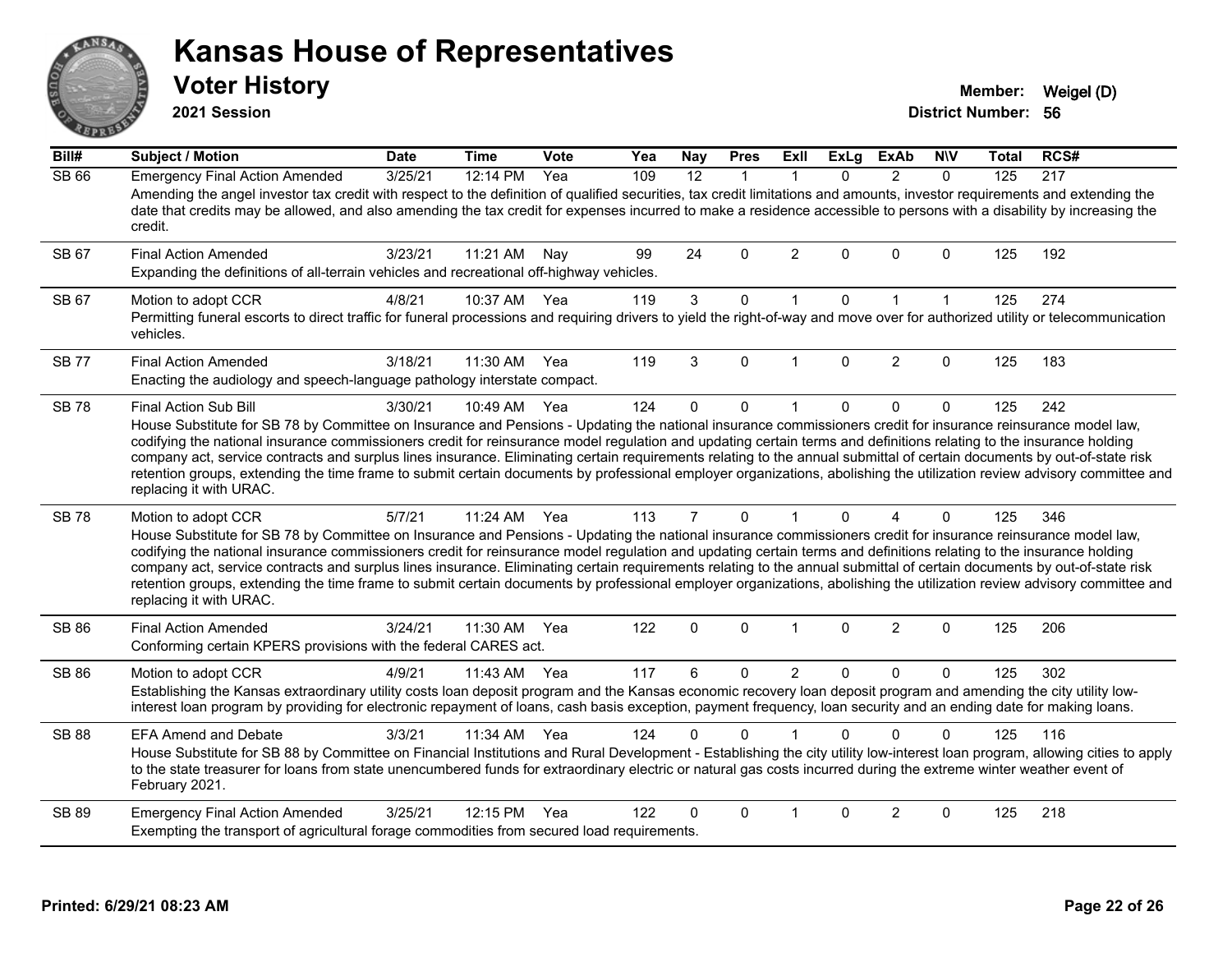# Kansas House of Representatives

## Voter History

**2021 Session**

**Member:** Weigel (D)
**District Number:** 56

| Bill# | Subject / Motion | Date | Time | Vote | Yea | Nay | Pres | ExII | ExLg | ExAb | N\V | Total | RCS# |
|---|---|---|---|---|---|---|---|---|---|---|---|---|---|
| SB 66 | Emergency Final Action Amended | 3/25/21 | 12:14 PM | Yea | 109 | 12 | 1 | 1 | 0 | 2 | 0 | 125 | 217 |
| | Amending the angel investor tax credit with respect to the definition of qualified securities, tax credit limitations and amounts, investor requirements and extending the date that credits may be allowed, and also amending the tax credit for expenses incurred to make a residence accessible to persons with a disability by increasing the credit. | | | | | | | | | | | | |
| SB 67 | Final Action Amended | 3/23/21 | 11:21 AM | Nay | 99 | 24 | 0 | 2 | 0 | 0 | 0 | 125 | 192 |
| | Expanding the definitions of all-terrain vehicles and recreational off-highway vehicles. | | | | | | | | | | | | |
| SB 67 | Motion to adopt CCR | 4/8/21 | 10:37 AM | Yea | 119 | 3 | 0 | 1 | 0 | 1 | 1 | 125 | 274 |
| | Permitting funeral escorts to direct traffic for funeral processions and requiring drivers to yield the right-of-way and move over for authorized utility or telecommunication vehicles. | | | | | | | | | | | | |
| SB 77 | Final Action Amended | 3/18/21 | 11:30 AM | Yea | 119 | 3 | 0 | 1 | 0 | 2 | 0 | 125 | 183 |
| | Enacting the audiology and speech-language pathology interstate compact. | | | | | | | | | | | | |
| SB 78 | Final Action Sub Bill | 3/30/21 | 10:49 AM | Yea | 124 | 0 | 0 | 1 | 0 | 0 | 0 | 125 | 242 |
| | House Substitute for SB 78 by Committee on Insurance and Pensions - Updating the national insurance commissioners credit for insurance reinsurance model law, codifying the national insurance commissioners credit for reinsurance model regulation and updating certain terms and definitions relating to the insurance holding company act, service contracts and surplus lines insurance. Eliminating certain requirements relating to the annual submittal of certain documents by out-of-state risk retention groups, extending the time frame to submit certain documents by professional employer organizations, abolishing the utilization review advisory committee and replacing it with URAC. | | | | | | | | | | | | |
| SB 78 | Motion to adopt CCR | 5/7/21 | 11:24 AM | Yea | 113 | 7 | 0 | 1 | 0 | 4 | 0 | 125 | 346 |
| | House Substitute for SB 78 by Committee on Insurance and Pensions - Updating the national insurance commissioners credit for insurance reinsurance model law, codifying the national insurance commissioners credit for reinsurance model regulation and updating certain terms and definitions relating to the insurance holding company act, service contracts and surplus lines insurance. Eliminating certain requirements relating to the annual submittal of certain documents by out-of-state risk retention groups, extending the time frame to submit certain documents by professional employer organizations, abolishing the utilization review advisory committee and replacing it with URAC. | | | | | | | | | | | | |
| SB 86 | Final Action Amended | 3/24/21 | 11:30 AM | Yea | 122 | 0 | 0 | 1 | 0 | 2 | 0 | 125 | 206 |
| | Conforming certain KPERS provisions with the federal CARES act. | | | | | | | | | | | | |
| SB 86 | Motion to adopt CCR | 4/9/21 | 11:43 AM | Yea | 117 | 6 | 0 | 2 | 0 | 0 | 0 | 125 | 302 |
| | Establishing the Kansas extraordinary utility costs loan deposit program and the Kansas economic recovery loan deposit program and amending the city utility low-interest loan program by providing for electronic repayment of loans, cash basis exception, payment frequency, loan security and an ending date for making loans. | | | | | | | | | | | | |
| SB 88 | EFA Amend and Debate | 3/3/21 | 11:34 AM | Yea | 124 | 0 | 0 | 1 | 0 | 0 | 0 | 125 | 116 |
| | House Substitute for SB 88 by Committee on Financial Institutions and Rural Development - Establishing the city utility low-interest loan program, allowing cities to apply to the state treasurer for loans from state unencumbered funds for extraordinary electric or natural gas costs incurred during the extreme winter weather event of February 2021. | | | | | | | | | | | | |
| SB 89 | Emergency Final Action Amended | 3/25/21 | 12:15 PM | Yea | 122 | 0 | 0 | 1 | 0 | 2 | 0 | 125 | 218 |
| | Exempting the transport of agricultural forage commodities from secured load requirements. | | | | | | | | | | | | |

Printed: 6/29/21 08:23 AM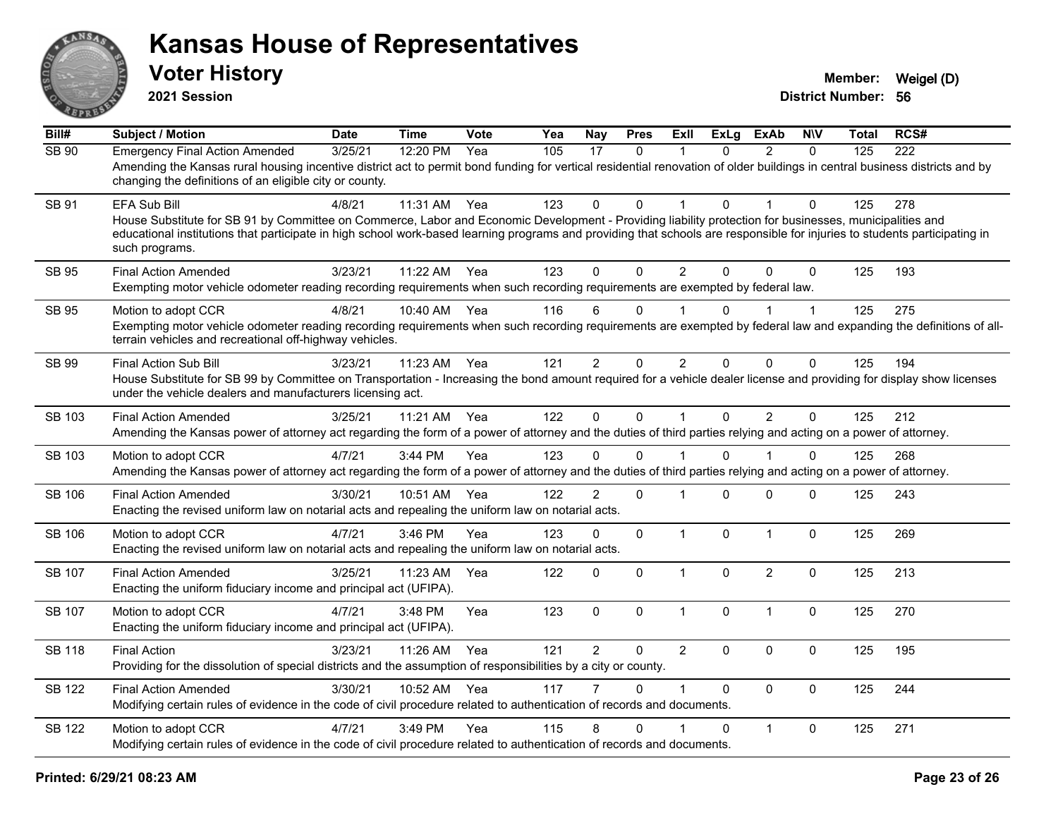# Kansas House of Representatives

## Voter History

**2021 Session**

**Member:** Weigel (D)
**District Number:** 56

| Bill# | Subject / Motion | Date | Time | Vote | Yea | Nay | Pres | ExIl | ExLg | ExAb | N\V | Total | RCS# |
|---|---|---|---|---|---|---|---|---|---|---|---|---|---|
| SB 90 | Emergency Final Action Amended | 3/25/21 | 12:20 PM | Yea | 105 | 17 | 0 | 1 | 0 | 2 | 0 | 125 | 222 |
| | Amending the Kansas rural housing incentive district act to permit bond funding for vertical residential renovation of older buildings in central business districts and by changing the definitions of an eligible city or county. | | | | | | | | | | | | |
| SB 91 | EFA Sub Bill | 4/8/21 | 11:31 AM | Yea | 123 | 0 | 0 | 1 | 0 | 1 | 0 | 125 | 278 |
| | House Substitute for SB 91 by Committee on Commerce, Labor and Economic Development - Providing liability protection for businesses, municipalities and educational institutions that participate in high school work-based learning programs and providing that schools are responsible for injuries to students participating in such programs. | | | | | | | | | | | | |
| SB 95 | Final Action Amended | 3/23/21 | 11:22 AM | Yea | 123 | 0 | 0 | 2 | 0 | 0 | 0 | 125 | 193 |
| | Exempting motor vehicle odometer reading recording requirements when such recording requirements are exempted by federal law. | | | | | | | | | | | | |
| SB 95 | Motion to adopt CCR | 4/8/21 | 10:40 AM | Yea | 116 | 6 | 0 | 1 | 0 | 1 | 1 | 125 | 275 |
| | Exempting motor vehicle odometer reading recording requirements when such recording requirements are exempted by federal law and expanding the definitions of all-terrain vehicles and recreational off-highway vehicles. | | | | | | | | | | | | |
| SB 99 | Final Action Sub Bill | 3/23/21 | 11:23 AM | Yea | 121 | 2 | 0 | 2 | 0 | 0 | 0 | 125 | 194 |
| | House Substitute for SB 99 by Committee on Transportation - Increasing the bond amount required for a vehicle dealer license and providing for display show licenses under the vehicle dealers and manufacturers licensing act. | | | | | | | | | | | | |
| SB 103 | Final Action Amended | 3/25/21 | 11:21 AM | Yea | 122 | 0 | 0 | 1 | 0 | 2 | 0 | 125 | 212 |
| | Amending the Kansas power of attorney act regarding the form of a power of attorney and the duties of third parties relying and acting on a power of attorney. | | | | | | | | | | | | |
| SB 103 | Motion to adopt CCR | 4/7/21 | 3:44 PM | Yea | 123 | 0 | 0 | 1 | 0 | 1 | 0 | 125 | 268 |
| | Amending the Kansas power of attorney act regarding the form of a power of attorney and the duties of third parties relying and acting on a power of attorney. | | | | | | | | | | | | |
| SB 106 | Final Action Amended | 3/30/21 | 10:51 AM | Yea | 122 | 2 | 0 | 1 | 0 | 0 | 0 | 125 | 243 |
| | Enacting the revised uniform law on notarial acts and repealing the uniform law on notarial acts. | | | | | | | | | | | | |
| SB 106 | Motion to adopt CCR | 4/7/21 | 3:46 PM | Yea | 123 | 0 | 0 | 1 | 0 | 1 | 0 | 125 | 269 |
| | Enacting the revised uniform law on notarial acts and repealing the uniform law on notarial acts. | | | | | | | | | | | | |
| SB 107 | Final Action Amended | 3/25/21 | 11:23 AM | Yea | 122 | 0 | 0 | 1 | 0 | 2 | 0 | 125 | 213 |
| | Enacting the uniform fiduciary income and principal act (UFIPA). | | | | | | | | | | | | |
| SB 107 | Motion to adopt CCR | 4/7/21 | 3:48 PM | Yea | 123 | 0 | 0 | 1 | 0 | 1 | 0 | 125 | 270 |
| | Enacting the uniform fiduciary income and principal act (UFIPA). | | | | | | | | | | | | |
| SB 118 | Final Action | 3/23/21 | 11:26 AM | Yea | 121 | 2 | 0 | 2 | 0 | 0 | 0 | 125 | 195 |
| | Providing for the dissolution of special districts and the assumption of responsibilities by a city or county. | | | | | | | | | | | | |
| SB 122 | Final Action Amended | 3/30/21 | 10:52 AM | Yea | 117 | 7 | 0 | 1 | 0 | 0 | 0 | 125 | 244 |
| | Modifying certain rules of evidence in the code of civil procedure related to authentication of records and documents. | | | | | | | | | | | | |
| SB 122 | Motion to adopt CCR | 4/7/21 | 3:49 PM | Yea | 115 | 8 | 0 | 1 | 0 | 1 | 0 | 125 | 271 |
| | Modifying certain rules of evidence in the code of civil procedure related to authentication of records and documents. | | | | | | | | | | | | |

Printed: 6/29/21 08:23 AM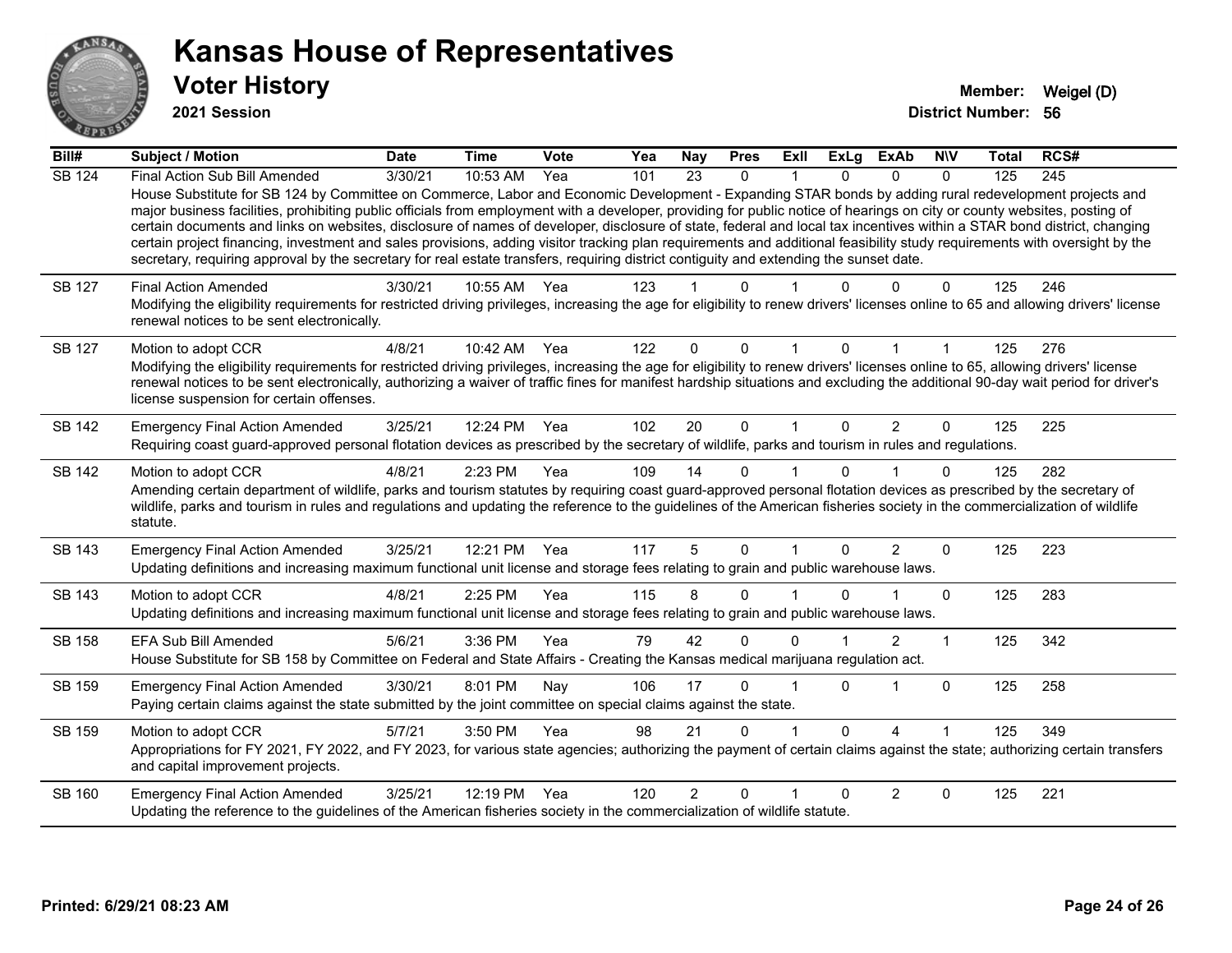# Kansas House of Representatives

**Voter History**

**2021 Session**

**Member:** Weigel (D)

**District Number:** 56

| Bill# | Subject / Motion | Date | Time | Vote | Yea | Nay | Pres | ExII | ExLg | ExAb | N\V | Total | RCS# |
|---|---|---|---|---|---|---|---|---|---|---|---|---|---|
| SB 124 | Final Action Sub Bill Amended | 3/30/21 | 10:53 AM | Yea | 101 | 23 | 0 | 1 | 0 | 0 | 0 | 125 | 245 |
| | House Substitute for SB 124 by Committee on Commerce, Labor and Economic Development - Expanding STAR bonds by adding rural redevelopment projects and major business facilities, prohibiting public officials from employment with a developer, providing for public notice of hearings on city or county websites, posting of certain documents and links on websites, disclosure of names of developer, disclosure of state, federal and local tax incentives within a STAR bond district, changing certain project financing, investment and sales provisions, adding visitor tracking plan requirements and additional feasibility study requirements with oversight by the secretary, requiring approval by the secretary for real estate transfers, requiring district contiguity and extending the sunset date. | | | | | | | | | | | | |
| SB 127 | Final Action Amended | 3/30/21 | 10:55 AM | Yea | 123 | 1 | 0 | 1 | 0 | 0 | 0 | 125 | 246 |
| | Modifying the eligibility requirements for restricted driving privileges, increasing the age for eligibility to renew drivers' licenses online to 65 and allowing drivers' license renewal notices to be sent electronically. | | | | | | | | | | | | |
| SB 127 | Motion to adopt CCR | 4/8/21 | 10:42 AM | Yea | 122 | 0 | 0 | 1 | 0 | 1 | 1 | 125 | 276 |
| | Modifying the eligibility requirements for restricted driving privileges, increasing the age for eligibility to renew drivers' licenses online to 65, allowing drivers' license renewal notices to be sent electronically, authorizing a waiver of traffic fines for manifest hardship situations and excluding the additional 90-day wait period for driver's license suspension for certain offenses. | | | | | | | | | | | | |
| SB 142 | Emergency Final Action Amended | 3/25/21 | 12:24 PM | Yea | 102 | 20 | 0 | 1 | 0 | 2 | 0 | 125 | 225 |
| | Requiring coast guard-approved personal flotation devices as prescribed by the secretary of wildlife, parks and tourism in rules and regulations. | | | | | | | | | | | | |
| SB 142 | Motion to adopt CCR | 4/8/21 | 2:23 PM | Yea | 109 | 14 | 0 | 1 | 0 | 1 | 0 | 125 | 282 |
| | Amending certain department of wildlife, parks and tourism statutes by requiring coast guard-approved personal flotation devices as prescribed by the secretary of wildlife, parks and tourism in rules and regulations and updating the reference to the guidelines of the American fisheries society in the commercialization of wildlife statute. | | | | | | | | | | | | |
| SB 143 | Emergency Final Action Amended | 3/25/21 | 12:21 PM | Yea | 117 | 5 | 0 | 1 | 0 | 2 | 0 | 125 | 223 |
| | Updating definitions and increasing maximum functional unit license and storage fees relating to grain and public warehouse laws. | | | | | | | | | | | | |
| SB 143 | Motion to adopt CCR | 4/8/21 | 2:25 PM | Yea | 115 | 8 | 0 | 1 | 0 | 1 | 0 | 125 | 283 |
| | Updating definitions and increasing maximum functional unit license and storage fees relating to grain and public warehouse laws. | | | | | | | | | | | | |
| SB 158 | EFA Sub Bill Amended | 5/6/21 | 3:36 PM | Yea | 79 | 42 | 0 | 0 | 1 | 2 | 1 | 125 | 342 |
| | House Substitute for SB 158 by Committee on Federal and State Affairs - Creating the Kansas medical marijuana regulation act. | | | | | | | | | | | | |
| SB 159 | Emergency Final Action Amended | 3/30/21 | 8:01 PM | Nay | 106 | 17 | 0 | 1 | 0 | 1 | 0 | 125 | 258 |
| | Paying certain claims against the state submitted by the joint committee on special claims against the state. | | | | | | | | | | | | |
| SB 159 | Motion to adopt CCR | 5/7/21 | 3:50 PM | Yea | 98 | 21 | 0 | 1 | 0 | 4 | 1 | 125 | 349 |
| | Appropriations for FY 2021, FY 2022, and FY 2023, for various state agencies; authorizing the payment of certain claims against the state; authorizing certain transfers and capital improvement projects. | | | | | | | | | | | | |
| SB 160 | Emergency Final Action Amended | 3/25/21 | 12:19 PM | Yea | 120 | 2 | 0 | 1 | 0 | 2 | 0 | 125 | 221 |
| | Updating the reference to the guidelines of the American fisheries society in the commercialization of wildlife statute. | | | | | | | | | | | | |

**Printed: 6/29/21 08:23 AM**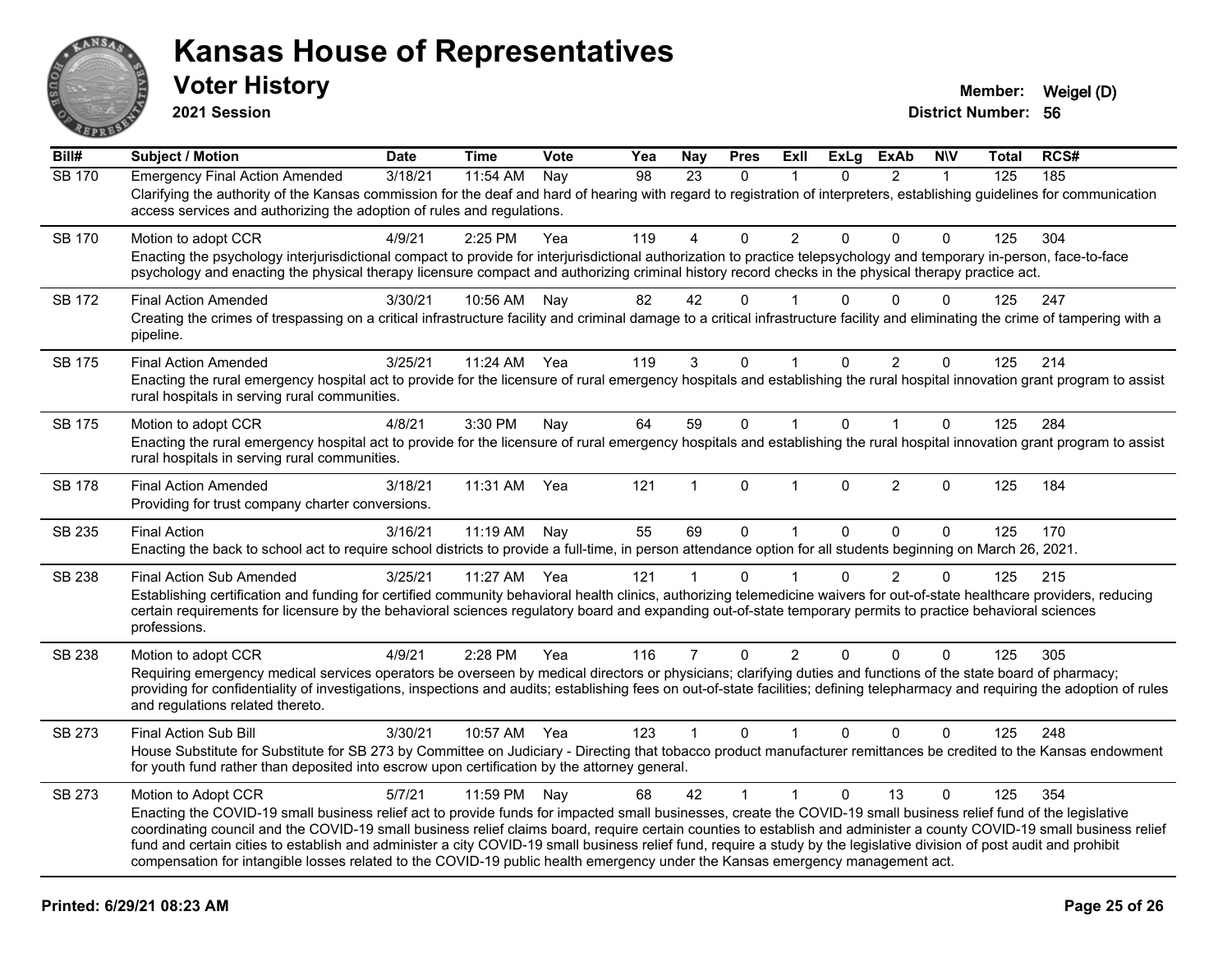# Kansas House of Representatives

## Voter History

**2021 Session**

**Member:** Weigel (D)
**District Number:** 56

| Bill# | Subject / Motion | Date | Time | Vote | Yea | Nay | Pres | ExII | ExLg | ExAb | N\V | Total | RCS# |
|---|---|---|---|---|---|---|---|---|---|---|---|---|---|
| SB 170 | Emergency Final Action Amended | 3/18/21 | 11:54 AM | Nay | 98 | 23 | 0 | 1 | 0 | 2 | 1 | 125 | 185 |
| | Clarifying the authority of the Kansas commission for the deaf and hard of hearing with regard to registration of interpreters, establishing guidelines for communication access services and authorizing the adoption of rules and regulations. | | | | | | | | | | | | |
| SB 170 | Motion to adopt CCR | 4/9/21 | 2:25 PM | Yea | 119 | 4 | 0 | 2 | 0 | 0 | 0 | 125 | 304 |
| | Enacting the psychology interjurisdictional compact to provide for interjurisdictional authorization to practice telepsychology and temporary in-person, face-to-face psychology and enacting the physical therapy licensure compact and authorizing criminal history record checks in the physical therapy practice act. | | | | | | | | | | | | |
| SB 172 | Final Action Amended | 3/30/21 | 10:56 AM | Nay | 82 | 42 | 0 | 1 | 0 | 0 | 0 | 125 | 247 |
| | Creating the crimes of trespassing on a critical infrastructure facility and criminal damage to a critical infrastructure facility and eliminating the crime of tampering with a pipeline. | | | | | | | | | | | | |
| SB 175 | Final Action Amended | 3/25/21 | 11:24 AM | Yea | 119 | 3 | 0 | 1 | 0 | 2 | 0 | 125 | 214 |
| | Enacting the rural emergency hospital act to provide for the licensure of rural emergency hospitals and establishing the rural hospital innovation grant program to assist rural hospitals in serving rural communities. | | | | | | | | | | | | |
| SB 175 | Motion to adopt CCR | 4/8/21 | 3:30 PM | Nay | 64 | 59 | 0 | 1 | 0 | 1 | 0 | 125 | 284 |
| | Enacting the rural emergency hospital act to provide for the licensure of rural emergency hospitals and establishing the rural hospital innovation grant program to assist rural hospitals in serving rural communities. | | | | | | | | | | | | |
| SB 178 | Final Action Amended | 3/18/21 | 11:31 AM | Yea | 121 | 1 | 0 | 1 | 0 | 2 | 0 | 125 | 184 |
| | Providing for trust company charter conversions. | | | | | | | | | | | | |
| SB 235 | Final Action | 3/16/21 | 11:19 AM | Nay | 55 | 69 | 0 | 1 | 0 | 0 | 0 | 125 | 170 |
| | Enacting the back to school act to require school districts to provide a full-time, in person attendance option for all students beginning on March 26, 2021. | | | | | | | | | | | | |
| SB 238 | Final Action Sub Amended | 3/25/21 | 11:27 AM | Yea | 121 | 1 | 0 | 1 | 0 | 2 | 0 | 125 | 215 |
| | Establishing certification and funding for certified community behavioral health clinics, authorizing telemedicine waivers for out-of-state healthcare providers, reducing certain requirements for licensure by the behavioral sciences regulatory board and expanding out-of-state temporary permits to practice behavioral sciences professions. | | | | | | | | | | | | |
| SB 238 | Motion to adopt CCR | 4/9/21 | 2:28 PM | Yea | 116 | 7 | 0 | 2 | 0 | 0 | 0 | 125 | 305 |
| | Requiring emergency medical services operators be overseen by medical directors or physicians; clarifying duties and functions of the state board of pharmacy; providing for confidentiality of investigations, inspections and audits; establishing fees on out-of-state facilities; defining telepharmacy and requiring the adoption of rules and regulations related thereto. | | | | | | | | | | | | |
| SB 273 | Final Action Sub Bill | 3/30/21 | 10:57 AM | Yea | 123 | 1 | 0 | 1 | 0 | 0 | 0 | 125 | 248 |
| | House Substitute for Substitute for SB 273 by Committee on Judiciary - Directing that tobacco product manufacturer remittances be credited to the Kansas endowment for youth fund rather than deposited into escrow upon certification by the attorney general. | | | | | | | | | | | | |
| SB 273 | Motion to Adopt CCR | 5/7/21 | 11:59 PM | Nay | 68 | 42 | 1 | 1 | 0 | 13 | 0 | 125 | 354 |
| | Enacting the COVID-19 small business relief act to provide funds for impacted small businesses, create the COVID-19 small business relief fund of the legislative coordinating council and the COVID-19 small business relief claims board, require certain counties to establish and administer a county COVID-19 small business relief fund and certain cities to establish and administer a city COVID-19 small business relief fund, require a study by the legislative division of post audit and prohibit compensation for intangible losses related to the COVID-19 public health emergency under the Kansas emergency management act. | | | | | | | | | | | | |

**Printed: 6/29/21 08:23 AM**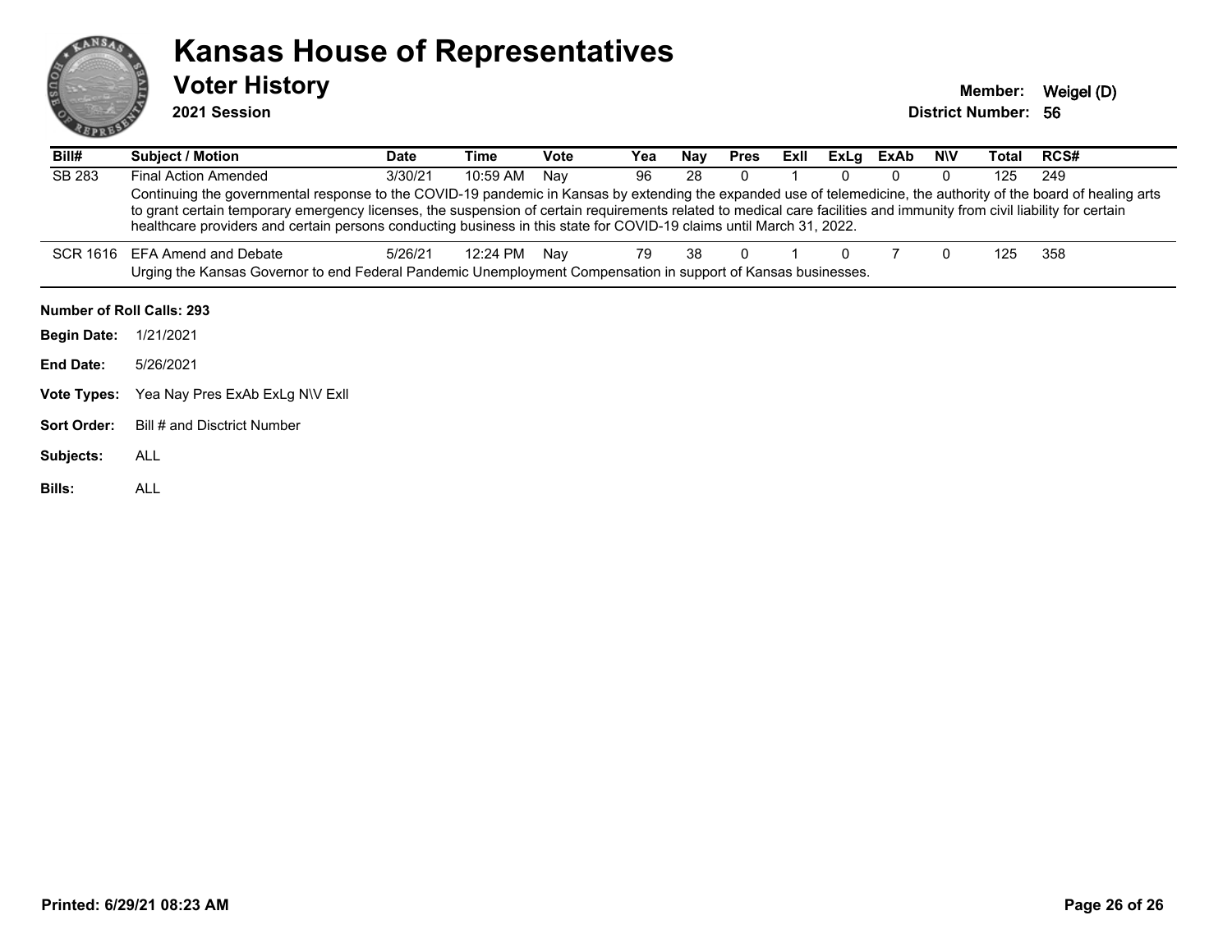# Kansas House of Representatives

## Voter History

**2021 Session**

**Member:** Weigel (D)
**District Number:** 56

| Bill# | Subject / Motion | Date | Time | Vote | Yea | Nay | Pres | ExII | ExLg | ExAb | N\V | Total | RCS# |
|---|---|---|---|---|---|---|---|---|---|---|---|---|---|
| SB 283 | Final Action Amended | 3/30/21 | 10:59 AM | Nay | 96 | 28 | 0 | 1 | 0 | 0 | 0 | 125 | 249 |
| | Continuing the governmental response to the COVID-19 pandemic in Kansas by extending the expanded use of telemedicine, the authority of the board of healing arts to grant certain temporary emergency licenses, the suspension of certain requirements related to medical care facilities and immunity from civil liability for certain healthcare providers and certain persons conducting business in this state for COVID-19 claims until March 31, 2022. | | | | | | | | | | | | |
| SCR 1616 | EFA Amend and Debate | 5/26/21 | 12:24 PM | Nay | 79 | 38 | 0 | 1 | 0 | 7 | 0 | 125 | 358 |
| | Urging the Kansas Governor to end Federal Pandemic Unemployment Compensation in support of Kansas businesses. | | | | | | | | | | | | |

**Number of Roll Calls: 293**

**Begin Date:** 1/21/2021

**End Date:** 5/26/2021

**Vote Types:** Yea Nay Pres ExAb ExLg N\V ExII

**Sort Order:** Bill # and Disctrict Number

**Subjects:** ALL

**Bills:** ALL

**Printed: 6/29/21 08:23 AM**